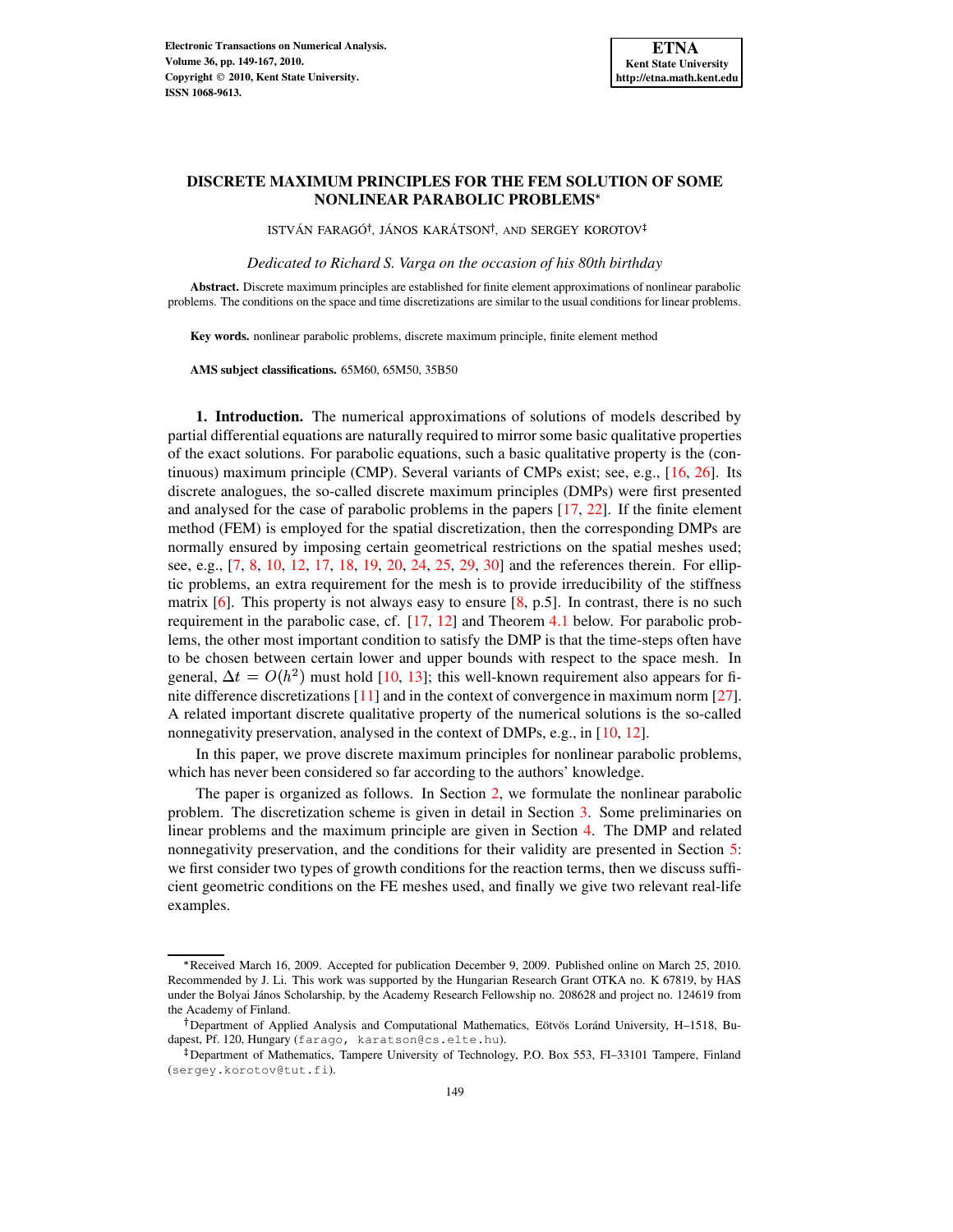# DISCRETE MAXIMUM PRINCIPLES FOR THE FEM SOLUTION OF SOME NONLINEAR PARABOLIC PROBLEMS*

ISTVÁN FARAGÓ†, JÁNOS KARÁTSON†, AND SERGEY KOROTOV‡

*Dedicated to Richard S. Varga on the occasion of his 80th birthday*

**Abstract.** Discrete maximum principles are established for finite element approximations of nonlinear parabolic problems. The conditions on the space and time discretizations are similar to the usual conditions for linear problems.

**Key words.** nonlinear parabolic problems, discrete maximum principle, finite element method

**AMS subject classifications.** 65M60, 65M50, 35B50

**1. Introduction.** The numerical approximations of solutions of models described by partial differential equations are naturally required to mirror some basic qualitative properties of the exact solutions. For parabolic equations, such a basic qualitative property is the (continuous) maximum principle (CMP). Several variants of CMPs exist; see, e.g., [16, 26]. Its discrete analogues, the so-called discrete maximum principles (DMPs) were first presented and analysed for the case of parabolic problems in the papers [17, 22]. If the finite element method (FEM) is employed for the spatial discretization, then the corresponding DMPs are normally ensured by imposing certain geometrical restrictions on the spatial meshes used; see, e.g., [7, 8, 10, 12, 17, 18, 19, 20, 24, 25, 29, 30] and the references therein. For elliptic problems, an extra requirement for the mesh is to provide irreducibility of the stiffness matrix [6]. This property is not always easy to ensure [8, p.5]. In contrast, there is no such requirement in the parabolic case, cf. [17, 12] and Theorem 4.1 below. For parabolic problems, the other most important condition to satisfy the DMP is that the time-steps often have to be chosen between certain lower and upper bounds with respect to the space mesh. In general, $\Delta t = O(h^2)$ must hold [10, 13]; this well-known requirement also appears for finite difference discretizations [11] and in the context of convergence in maximum norm [27]. A related important discrete qualitative property of the numerical solutions is the so-called nonnegativity preservation, analysed in the context of DMPs, e.g., in [10, 12].

In this paper, we prove discrete maximum principles for nonlinear parabolic problems, which has never been considered so far according to the authors' knowledge.

The paper is organized as follows. In Section 2, we formulate the nonlinear parabolic problem. The discretization scheme is given in detail in Section 3. Some preliminaries on linear problems and the maximum principle are given in Section 4. The DMP and related nonnegativity preservation, and the conditions for their validity are presented in Section 5: we first consider two types of growth conditions for the reaction terms, then we discuss sufficient geometric conditions on the FE meshes used, and finally we give two relevant real-life examples.

---

*Received March 16, 2009. Accepted for publication December 9, 2009. Published online on March 25, 2010. Recommended by J. Li. This work was supported by the Hungarian Research Grant OTKA no. K 67819, by HAS under the Bolyai János Scholarship, by the Academy Research Fellowship no. 208628 and project no. 124619 from the Academy of Finland.

†Department of Applied Analysis and Computational Mathematics, Eötvös Loránd University, H–1518, Budapest, Pf. 120, Hungary (farago, karatson@cs.elte.hu).

‡Department of Mathematics, Tampere University of Technology, P.O. Box 553, FI–33101 Tampere, Finland (sergey.korotov@tut.fi).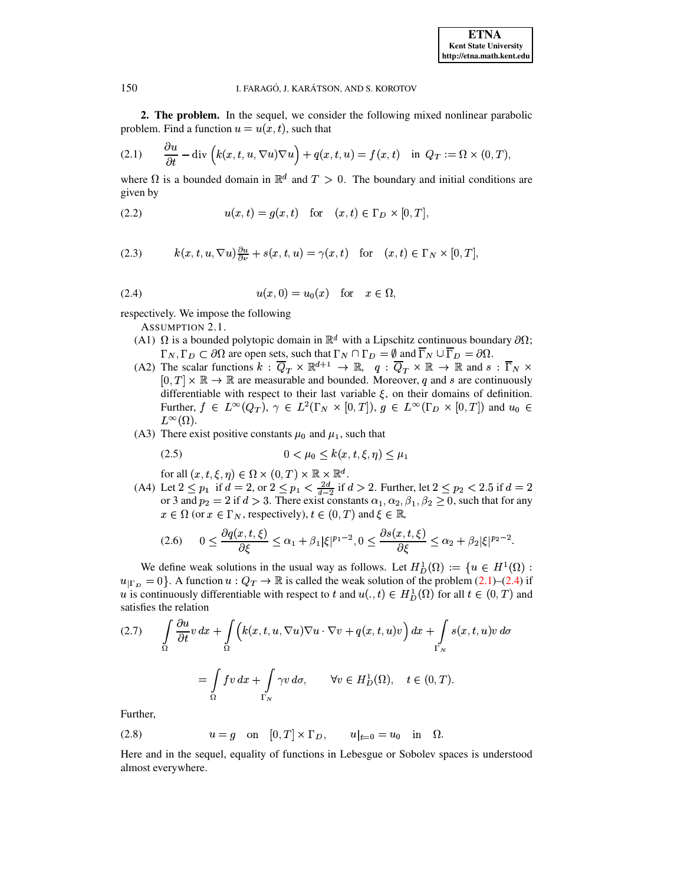**2. The problem.** In the sequel, we consider the following mixed nonlinear parabolic problem. Find a function $u = u(x,t)$, such that

$$
\frac{\partial u}{\partial t} - \operatorname{div}\Big(k(x,t,u,\nabla u)\nabla u\Big) + q(x,t,u) = f(x,t) \quad \text{in } Q_T := \Omega \times (0,T), \tag{2.1}
$$

where $\Omega$ is a bounded domain in $\mathbb{R}^d$ and $T > 0$. The boundary and initial conditions are given by

$$
u(x,t) = g(x,t) \quad \text{for} \quad (x,t) \in \Gamma_D \times [0,T], \tag{2.2}
$$

$$
k(x,t,u,\nabla u)\tfrac{\partial u}{\partial \nu} + s(x,t,u) = \gamma(x,t) \quad \text{for} \quad (x,t) \in \Gamma_N \times [0,T], \tag{2.3}
$$

$$
u(x,0) = u_0(x) \quad \text{for} \quad x \in \Omega, \tag{2.4}
$$

respectively. We impose the following

ASSUMPTION 2.1.

- (A1) $\Omega$ is a bounded polytopic domain in $\mathbb{R}^d$ with a Lipschitz continuous boundary $\partial\Omega$; $\Gamma_N, \Gamma_D \subset \partial\Omega$ are open sets, such that $\Gamma_N \cap \Gamma_D = \emptyset$ and $\overline{\Gamma}_N \cup \overline{\Gamma}_D = \partial\Omega$.
- (A2) The scalar functions $k : \overline{Q}_T \times \mathbb{R}^{d+1} \to \mathbb{R}$, $q : \overline{Q}_T \times \mathbb{R} \to \mathbb{R}$ and $s : \overline{\Gamma}_N \times [0,T] \times \mathbb{R} \to \mathbb{R}$ are measurable and bounded. Moreover, $q$ and $s$ are continuously differentiable with respect to their last variable $\xi$, on their domains of definition. Further, $f \in L^\infty(Q_T)$, $\gamma \in L^2(\Gamma_N \times [0,T])$, $g \in L^\infty(\Gamma_D \times [0,T])$ and $u_0 \in L^\infty(\Omega)$.
- (A3) There exist positive constants $\mu_0$ and $\mu_1$, such that
$$
0 < \mu_0 \le k(x,t,\xi,\eta) \le \mu_1 \tag{2.5}
$$
for all $(x,t,\xi,\eta) \in \Omega \times (0,T) \times \mathbb{R} \times \mathbb{R}^d$.
- (A4) Let $2 \le p_1$ if $d = 2$, or $2 \le p_1 < \frac{2d}{d-2}$ if $d > 2$. Further, let $2 \le p_2 < 2.5$ if $d = 2$ or 3 and $p_2 = 2$ if $d > 3$. There exist constants $\alpha_1, \alpha_2, \beta_1, \beta_2 \ge 0$, such that for any $x \in \Omega$ (or $x \in \Gamma_N$, respectively), $t \in (0,T)$ and $\xi \in \mathbb{R}$,
$$
0 \le \frac{\partial q(x,t,\xi)}{\partial \xi} \le \alpha_1 + \beta_1|\xi|^{p_1-2}, 0 \le \frac{\partial s(x,t,\xi)}{\partial \xi} \le \alpha_2 + \beta_2|\xi|^{p_2-2}. \tag{2.6}
$$

We define weak solutions in the usual way as follows. Let $H^1_D(\Omega) := \{u \in H^1(\Omega) : u_{|\Gamma_D} = 0\}$. A function $u : Q_T \to \mathbb{R}$ is called the weak solution of the problem (2.1)–(2.4) if $u$ is continuously differentiable with respect to $t$ and $u(.,t) \in H^1_D(\Omega)$ for all $t \in (0,T)$ and satisfies the relation

$$
\int_\Omega \frac{\partial u}{\partial t} v \, dx + \int_\Omega \Big(k(x,t,u,\nabla u)\nabla u \cdot \nabla v + q(x,t,u)v\Big)\, dx + \int_{\Gamma_N} s(x,t,u)v \, d\sigma
$$

$$
= \int_\Omega f v \, dx + \int_{\Gamma_N} \gamma v \, d\sigma, \qquad \forall v \in H^1_D(\Omega), \quad t \in (0,T). \tag{2.7}
$$

Further,

$$
u = g \quad \text{on} \quad [0,T] \times \Gamma_D, \qquad u|_{t=0} = u_0 \quad \text{in} \quad \Omega. \tag{2.8}
$$

Here and in the sequel, equality of functions in Lebesgue or Sobolev spaces is understood almost everywhere.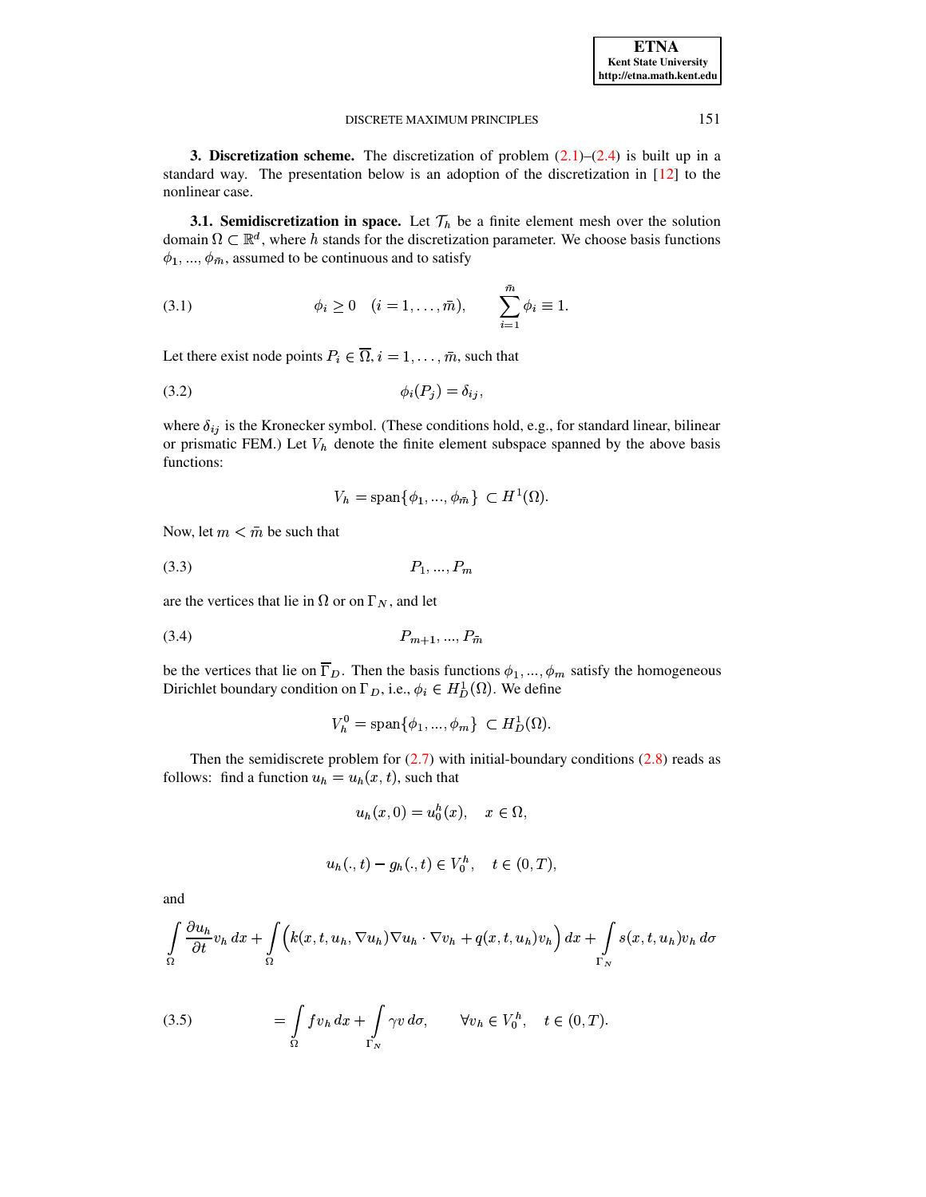**3. Discretization scheme.** The discretization of problem (2.1)–(2.4) is built up in a standard way. The presentation below is an adoption of the discretization in [12] to the nonlinear case.

**3.1. Semidiscretization in space.** Let $\mathcal{T}_h$ be a finite element mesh over the solution domain $\Omega \subset \mathbb{R}^d$, where $h$ stands for the discretization parameter. We choose basis functions $\phi_1, ..., \phi_{\bar{m}}$, assumed to be continuous and to satisfy

$$\phi_i \geq 0 \quad (i = 1, \dots, \bar{m}), \qquad \sum_{i=1}^{\bar{m}} \phi_i \equiv 1. \tag{3.1}$$

Let there exist node points $P_i \in \overline{\Omega}$, $i = 1, \dots, \bar{m}$, such that

$$\phi_i(P_j) = \delta_{ij}, \tag{3.2}$$

where $\delta_{ij}$ is the Kronecker symbol. (These conditions hold, e.g., for standard linear, bilinear or prismatic FEM.) Let $V_h$ denote the finite element subspace spanned by the above basis functions:

$$V_h = \text{span}\{\phi_1, ..., \phi_{\bar{m}}\} \subset H^1(\Omega).$$

Now, let $m < \bar{m}$ be such that

$$P_1, ..., P_m \tag{3.3}$$

are the vertices that lie in $\Omega$ or on $\Gamma_N$, and let

$$P_{m+1}, ..., P_{\bar{m}} \tag{3.4}$$

be the vertices that lie on $\overline{\Gamma}_D$. Then the basis functions $\phi_1, ..., \phi_m$ satisfy the homogeneous Dirichlet boundary condition on $\Gamma_D$, i.e., $\phi_i \in H^1_D(\Omega)$. We define

$$V_h^0 = \text{span}\{\phi_1, ..., \phi_m\} \subset H^1_D(\Omega).$$

Then the semidiscrete problem for (2.7) with initial-boundary conditions (2.8) reads as follows: find a function $u_h = u_h(x,t)$, such that

$$u_h(x, 0) = u_0^h(x), \quad x \in \Omega,$$

$$u_h(., t) - g_h(., t) \in V_0^h, \quad t \in (0, T),$$

and

$$\int_\Omega \frac{\partial u_h}{\partial t} v_h \, dx + \int_\Omega \Big( k(x, t, u_h, \nabla u_h) \nabla u_h \cdot \nabla v_h + q(x, t, u_h) v_h \Big) \, dx + \int_{\Gamma_N} s(x, t, u_h) v_h \, d\sigma$$

$$= \int_\Omega f v_h \, dx + \int_{\Gamma_N} \gamma v \, d\sigma, \qquad \forall v_h \in V_0^h, \quad t \in (0, T). \tag{3.5}$$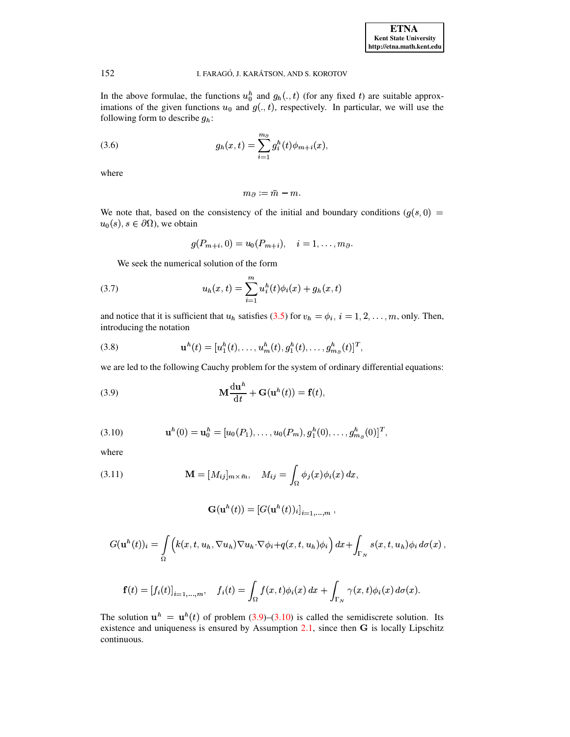In the above formulae, the functions $u_0^h$ and $g_h(.,t)$ (for any fixed $t$) are suitable approximations of the given functions $u_0$ and $g(.,t)$, respectively. In particular, we will use the following form to describe $g_h$:

$$g_h(x,t) = \sum_{i=1}^{m_\partial} g_i^h(t)\phi_{m+i}(x), \tag{3.6}$$

where

$$m_\partial := \bar{m} - m.$$

We note that, based on the consistency of the initial and boundary conditions ($g(s,0) = u_0(s)$, $s \in \partial\Omega$), we obtain

$$g(P_{m+i},0) = u_0(P_{m+i}), \quad i = 1,\ldots,m_\partial.$$

We seek the numerical solution of the form

$$u_h(x,t) = \sum_{i=1}^{m} u_i^h(t)\phi_i(x) + g_h(x,t) \tag{3.7}$$

and notice that it is sufficient that $u_h$ satisfies (3.5) for $v_h = \phi_i,\ i = 1,2,\ldots,m$, only. Then, introducing the notation

$$\mathbf{u}^h(t) = [u_1^h(t),\ldots,u_m^h(t), g_1^h(t),\ldots,g_{m_\partial}^h(t)]^T, \tag{3.8}$$

we are led to the following Cauchy problem for the system of ordinary differential equations:

$$\mathbf{M}\frac{\mathrm{d}\mathbf{u}^h}{\mathrm{d}t} + \mathbf{G}(\mathbf{u}^h(t)) = \mathbf{f}(t), \tag{3.9}$$

$$\mathbf{u}^h(0) = \mathbf{u}_0^h = [u_0(P_1),\ldots,u_0(P_m), g_1^h(0),\ldots,g_{m_\partial}^h(0)]^T, \tag{3.10}$$

where

$$\mathbf{M} = [M_{ij}]_{m\times\bar{m}}, \quad M_{ij} = \int_\Omega \phi_j(x)\phi_i(x)\,dx, \tag{3.11}$$

$$\mathbf{G}(\mathbf{u}^h(t)) = [G(\mathbf{u}^h(t))_i]_{i=1,\ldots,m}\,,$$

$$G(\mathbf{u}^h(t))_i = \int_\Omega \Big(k(x,t,u_h,\nabla u_h)\nabla u_h\cdot\nabla\phi_i + q(x,t,u_h)\phi_i\Big)\,dx + \int_{\Gamma_N} s(x,t,u_h)\phi_i\,d\sigma(x)\,,$$

$$\mathbf{f}(t) = [f_i(t)]_{i=1,\ldots,m}, \quad f_i(t) = \int_\Omega f(x,t)\phi_i(x)\,dx + \int_{\Gamma_N}\gamma(x,t)\phi_i(x)\,d\sigma(x).$$

The solution $\mathbf{u}^h = \mathbf{u}^h(t)$ of problem (3.9)–(3.10) is called the semidiscrete solution. Its existence and uniqueness is ensured by Assumption 2.1, since then $\mathbf{G}$ is locally Lipschitz continuous.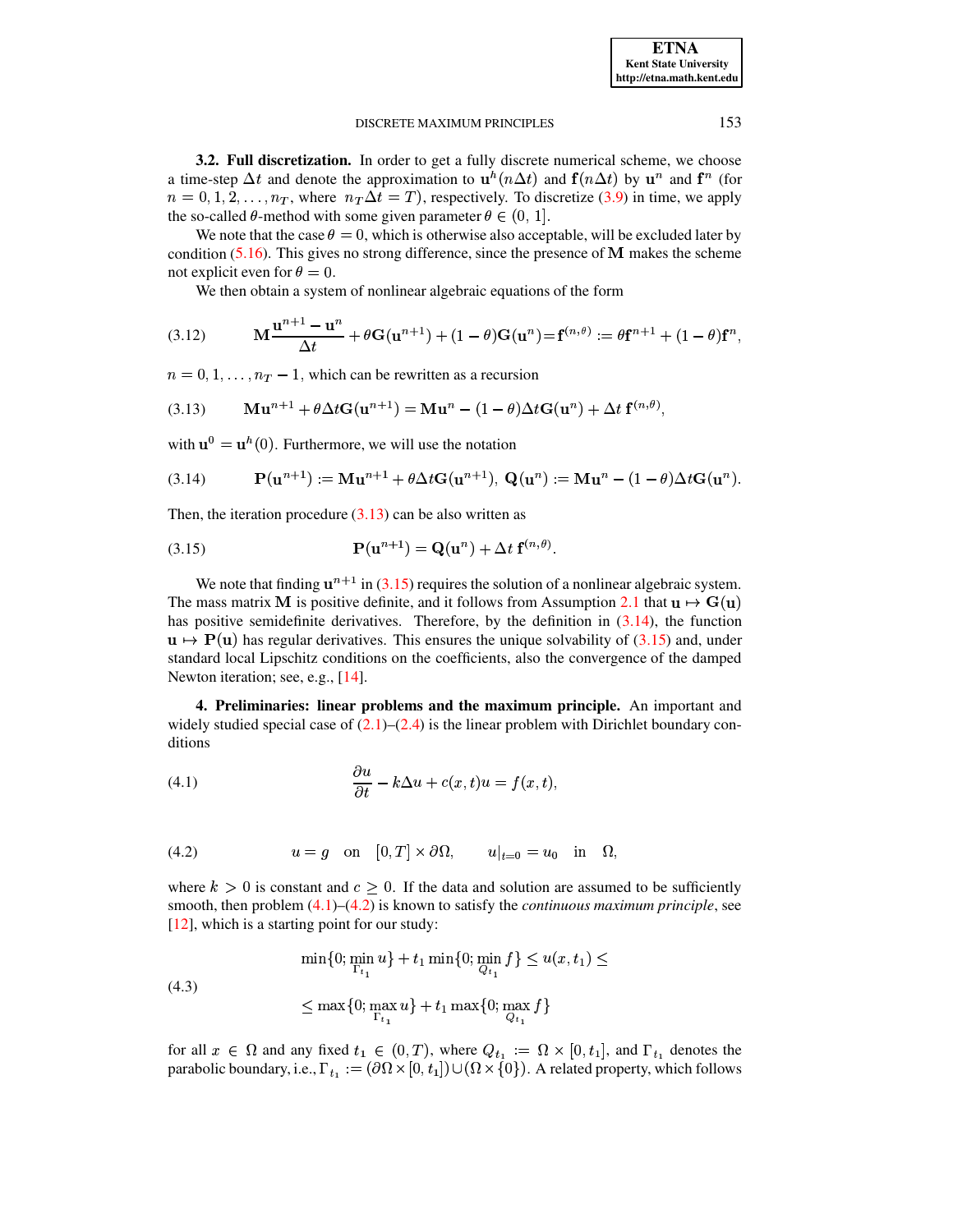**3.2. Full discretization.** In order to get a fully discrete numerical scheme, we choose a time-step $\Delta t$ and denote the approximation to $\mathbf{u}^h(n\Delta t)$ and $\mathbf{f}(n\Delta t)$ by $\mathbf{u}^n$ and $\mathbf{f}^n$ (for $n = 0, 1, 2, \ldots, n_T$, where $n_T \Delta t = T$), respectively. To discretize (3.9) in time, we apply the so-called $\theta$-method with some given parameter $\theta \in (0, 1]$.

We note that the case $\theta = 0$, which is otherwise also acceptable, will be excluded later by condition (5.16). This gives no strong difference, since the presence of $\mathbf{M}$ makes the scheme not explicit even for $\theta = 0$.

We then obtain a system of nonlinear algebraic equations of the form

$$\mathbf{M}\frac{\mathbf{u}^{n+1} - \mathbf{u}^n}{\Delta t} + \theta \mathbf{G}(\mathbf{u}^{n+1}) + (1-\theta)\mathbf{G}(\mathbf{u}^n) = \mathbf{f}^{(n,\theta)} := \theta \mathbf{f}^{n+1} + (1-\theta)\mathbf{f}^n, \tag{3.12}$$

$n = 0, 1, \ldots, n_T - 1$, which can be rewritten as a recursion

$$\mathbf{M}\mathbf{u}^{n+1} + \theta \Delta t \mathbf{G}(\mathbf{u}^{n+1}) = \mathbf{M}\mathbf{u}^n - (1-\theta)\Delta t \mathbf{G}(\mathbf{u}^n) + \Delta t\, \mathbf{f}^{(n,\theta)}, \tag{3.13}$$

with $\mathbf{u}^0 = \mathbf{u}^h(0)$. Furthermore, we will use the notation

$$\mathbf{P}(\mathbf{u}^{n+1}) := \mathbf{M}\mathbf{u}^{n+1} + \theta \Delta t \mathbf{G}(\mathbf{u}^{n+1}), \ \mathbf{Q}(\mathbf{u}^n) := \mathbf{M}\mathbf{u}^n - (1-\theta)\Delta t \mathbf{G}(\mathbf{u}^n). \tag{3.14}$$

Then, the iteration procedure (3.13) can be also written as

$$\mathbf{P}(\mathbf{u}^{n+1}) = \mathbf{Q}(\mathbf{u}^n) + \Delta t\, \mathbf{f}^{(n,\theta)}. \tag{3.15}$$

We note that finding $\mathbf{u}^{n+1}$ in (3.15) requires the solution of a nonlinear algebraic system. The mass matrix $\mathbf{M}$ is positive definite, and it follows from Assumption 2.1 that $\mathbf{u} \mapsto \mathbf{G}(\mathbf{u})$ has positive semidefinite derivatives. Therefore, by the definition in (3.14), the function $\mathbf{u} \mapsto \mathbf{P}(\mathbf{u})$ has regular derivatives. This ensures the unique solvability of (3.15) and, under standard local Lipschitz conditions on the coefficients, also the convergence of the damped Newton iteration; see, e.g., [14].

## 4. Preliminaries: linear problems and the maximum principle.

An important and widely studied special case of (2.1)–(2.4) is the linear problem with Dirichlet boundary conditions

$$\frac{\partial u}{\partial t} - k\Delta u + c(x,t)u = f(x,t), \tag{4.1}$$

$$u = g \quad \text{on} \quad [0,T] \times \partial\Omega, \qquad u|_{t=0} = u_0 \quad \text{in} \quad \Omega, \tag{4.2}$$

where $k > 0$ is constant and $c \geq 0$. If the data and solution are assumed to be sufficiently smooth, then problem (4.1)–(4.2) is known to satisfy the *continuous maximum principle*, see [12], which is a starting point for our study:

$$\begin{aligned} &\min\{0; \min_{\Gamma_{t_1}} u\} + t_1 \min\{0; \min_{Q_{t_1}} f\} \leq u(x, t_1) \leq \\ &\leq \max\{0; \max_{\Gamma_{t_1}} u\} + t_1 \max\{0; \max_{Q_{t_1}} f\} \end{aligned} \tag{4.3}$$

for all $x \in \Omega$ and any fixed $t_1 \in (0, T)$, where $Q_{t_1} := \Omega \times [0, t_1]$, and $\Gamma_{t_1}$ denotes the parabolic boundary, i.e., $\Gamma_{t_1} := (\partial\Omega \times [0, t_1]) \cup (\Omega \times \{0\})$. A related property, which follows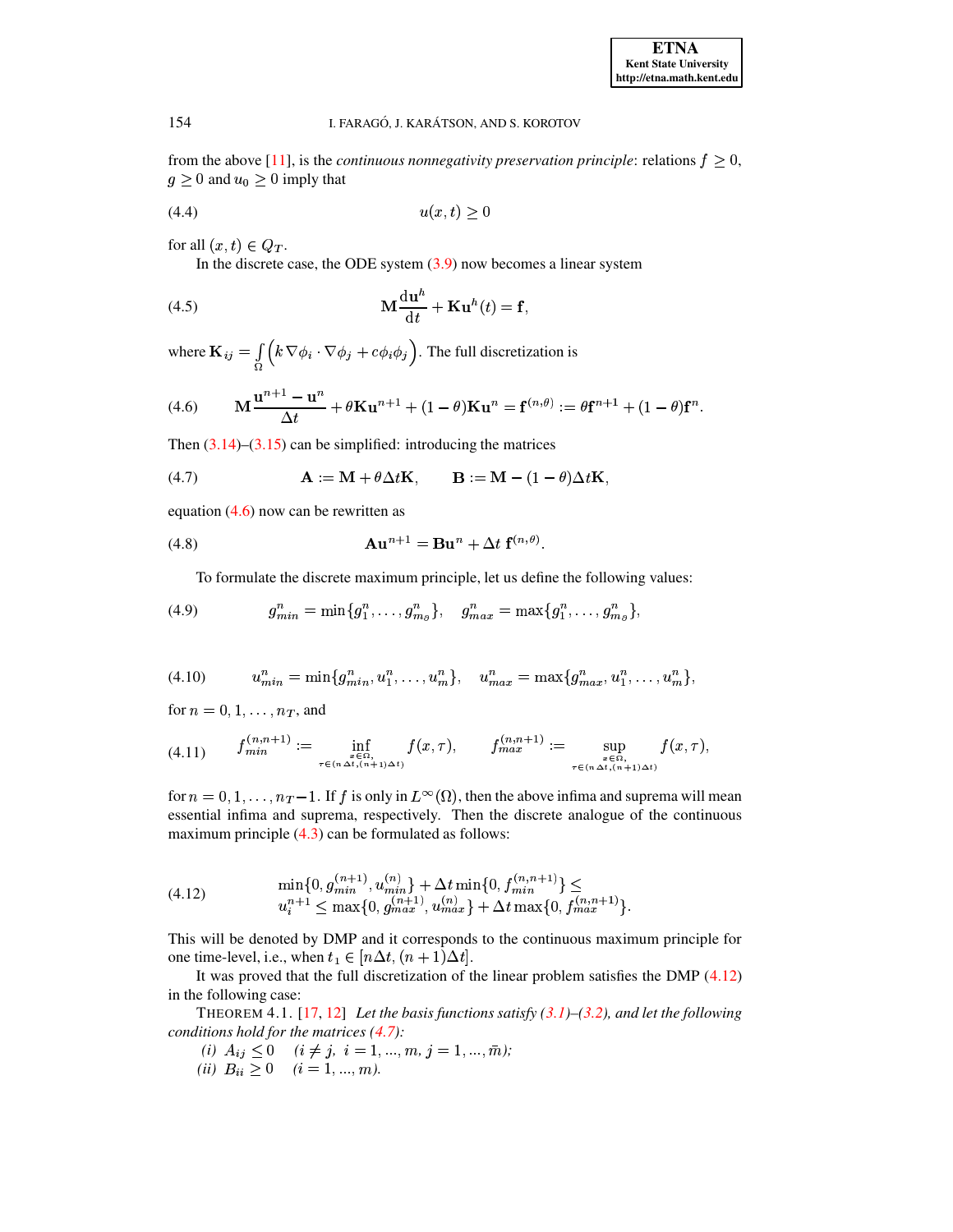from the above [11], is the *continuous nonnegativity preservation principle*: relations $f \geq 0$, $g \geq 0$ and $u_0 \geq 0$ imply that

$$u(x,t) \geq 0 \tag{4.4}$$

for all $(x,t) \in Q_T$.

In the discrete case, the ODE system (3.9) now becomes a linear system

$$\mathbf{M}\frac{\mathrm{d}\mathbf{u}^h}{\mathrm{d}t} + \mathbf{K}\mathbf{u}^h(t) = \mathbf{f}, \tag{4.5}$$

where $\mathbf{K}_{ij} = \int_\Omega \Big( k\,\nabla\phi_i \cdot \nabla\phi_j + c\phi_i\phi_j \Big)$. The full discretization is

$$\mathbf{M}\frac{\mathbf{u}^{n+1} - \mathbf{u}^n}{\Delta t} + \theta\mathbf{K}\mathbf{u}^{n+1} + (1-\theta)\mathbf{K}\mathbf{u}^n = \mathbf{f}^{(n,\theta)} := \theta\mathbf{f}^{n+1} + (1-\theta)\mathbf{f}^n. \tag{4.6}$$

Then (3.14)–(3.15) can be simplified: introducing the matrices

$$\mathbf{A} := \mathbf{M} + \theta\Delta t\mathbf{K}, \qquad \mathbf{B} := \mathbf{M} - (1-\theta)\Delta t\mathbf{K}, \tag{4.7}$$

equation (4.6) now can be rewritten as

$$\mathbf{A}\mathbf{u}^{n+1} = \mathbf{B}\mathbf{u}^n + \Delta t\ \mathbf{f}^{(n,\theta)}. \tag{4.8}$$

To formulate the discrete maximum principle, let us define the following values:

$$g^n_{min} = \min\{g^n_1, \ldots, g^n_{m_\partial}\}, \quad g^n_{max} = \max\{g^n_1, \ldots, g^n_{m_\partial}\}, \tag{4.9}$$

$$u^n_{min} = \min\{g^n_{min}, u^n_1, \ldots, u^n_m\}, \quad u^n_{max} = \max\{g^n_{max}, u^n_1, \ldots, u^n_m\}, \tag{4.10}$$

for $n = 0, 1, \ldots, n_T$, and

$$f^{(n,n+1)}_{min} := \inf_{\substack{x\in\Omega,\\ \tau\in(n\,\Delta t,(n+1)\Delta t)}} f(x,\tau), \qquad f^{(n,n+1)}_{max} := \sup_{\substack{x\in\Omega,\\ \tau\in(n\,\Delta t,(n+1)\Delta t)}} f(x,\tau), \tag{4.11}$$

for $n = 0, 1, \ldots, n_T - 1$. If $f$ is only in $L^\infty(\Omega)$, then the above infima and suprema will mean essential infima and suprema, respectively. Then the discrete analogue of the continuous maximum principle (4.3) can be formulated as follows:

$$\begin{gathered}\min\{0, g^{(n+1)}_{min}, u^{(n)}_{min}\} + \Delta t \min\{0, f^{(n,n+1)}_{min}\} \leq \\ u^{n+1}_i \leq \max\{0, g^{(n+1)}_{max}, u^{(n)}_{max}\} + \Delta t \max\{0, f^{(n,n+1)}_{max}\}.\end{gathered} \tag{4.12}$$

This will be denoted by DMP and it corresponds to the continuous maximum principle for one time-level, i.e., when $t_1 \in [n\Delta t, (n+1)\Delta t]$.

It was proved that the full discretization of the linear problem satisfies the DMP (4.12) in the following case:

THEOREM 4.1. [17, 12] *Let the basis functions satisfy (3.1)–(3.2), and let the following conditions hold for the matrices (4.7):*

*(i)* $A_{ij} \leq 0 \quad (i \neq j,\ i = 1, ..., m,\ j = 1, ..., \bar{m})$;

*(ii)* $B_{ii} \geq 0 \quad (i = 1, ..., m)$.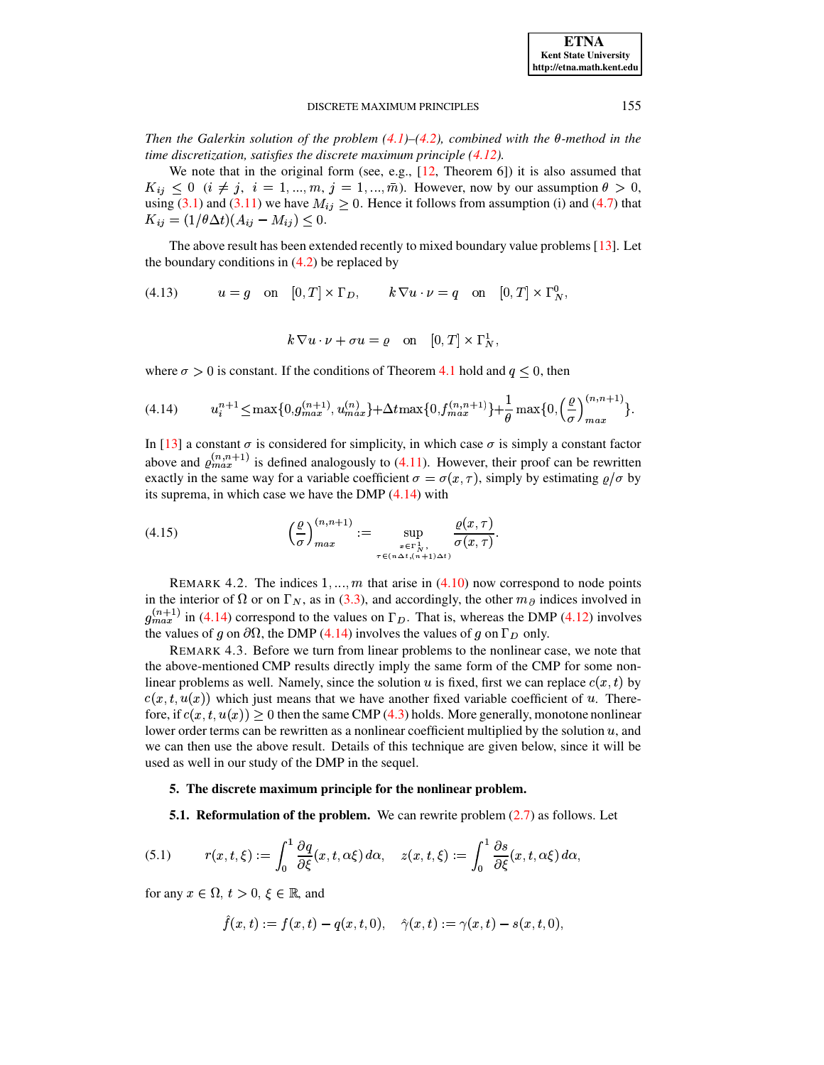*Then the Galerkin solution of the problem (4.1)–(4.2), combined with the $\theta$-method in the time discretization, satisfies the discrete maximum principle (4.12).*

We note that in the original form (see, e.g., [12, Theorem 6]) it is also assumed that $K_{ij} \leq 0$ $(i \neq j,\ i = 1, ..., m,\ j = 1, ..., \bar{m})$. However, now by our assumption $\theta > 0$, using (3.1) and (3.11) we have $M_{ij} \geq 0$. Hence it follows from assumption (i) and (4.7) that $K_{ij} = (1/\theta \Delta t)(A_{ij} - M_{ij}) \leq 0$.

The above result has been extended recently to mixed boundary value problems [13]. Let the boundary conditions in (4.2) be replaced by

$$
u = g \quad \text{on} \quad [0,T] \times \Gamma_D, \qquad k\,\nabla u \cdot \nu = q \quad \text{on} \quad [0,T] \times \Gamma_N^0,
$$

$$
k\,\nabla u \cdot \nu + \sigma u = \varrho \quad \text{on} \quad [0,T] \times \Gamma_N^1, \tag{4.13}
$$

where $\sigma > 0$ is constant. If the conditions of Theorem 4.1 hold and $q \leq 0$, then

$$
u_i^{n+1} \leq \max\{0, g_{max}^{(n+1)}, u_{max}^{(n)}\} + \Delta t \max\{0, f_{max}^{(n,n+1)}\} + \frac{1}{\theta}\max\{0, \Big(\frac{\varrho}{\sigma}\Big)_{max}^{(n,n+1)}\}. \tag{4.14}
$$

In [13] a constant $\sigma$ is considered for simplicity, in which case $\sigma$ is simply a constant factor above and $\varrho_{max}^{(n,n+1)}$ is defined analogously to (4.11). However, their proof can be rewritten exactly in the same way for a variable coefficient $\sigma = \sigma(x, \tau)$, simply by estimating $\varrho/\sigma$ by its suprema, in which case we have the DMP (4.14) with

$$
\Big(\frac{\varrho}{\sigma}\Big)_{max}^{(n,n+1)} := \sup_{\substack{x \in \Gamma_N^1, \\ \tau \in (n\Delta t, (n+1)\Delta t)}} \frac{\varrho(x,\tau)}{\sigma(x,\tau)}. \tag{4.15}
$$

REMARK 4.2. The indices $1, ..., m$ that arise in (4.10) now correspond to node points in the interior of $\Omega$ or on $\Gamma_N$, as in (3.3), and accordingly, the other $m_\partial$ indices involved in $g_{max}^{(n+1)}$ in (4.14) correspond to the values on $\Gamma_D$. That is, whereas the DMP (4.12) involves the values of $g$ on $\partial\Omega$, the DMP (4.14) involves the values of $g$ on $\Gamma_D$ only.

REMARK 4.3. Before we turn from linear problems to the nonlinear case, we note that the above-mentioned CMP results directly imply the same form of the CMP for some nonlinear problems as well. Namely, since the solution $u$ is fixed, first we can replace $c(x,t)$ by $c(x,t,u(x))$ which just means that we have another fixed variable coefficient of $u$. Therefore, if $c(x,t,u(x)) \geq 0$ then the same CMP (4.3) holds. More generally, monotone nonlinear lower order terms can be rewritten as a nonlinear coefficient multiplied by the solution $u$, and we can then use the above result. Details of this technique are given below, since it will be used as well in our study of the DMP in the sequel.

## 5. The discrete maximum principle for the nonlinear problem.

**5.1. Reformulation of the problem.** We can rewrite problem (2.7) as follows. Let

$$
r(x,t,\xi) := \int_0^1 \frac{\partial q}{\partial \xi}(x,t,\alpha\xi)\,d\alpha, \quad z(x,t,\xi) := \int_0^1 \frac{\partial s}{\partial \xi}(x,t,\alpha\xi)\,d\alpha, \tag{5.1}
$$

for any $x \in \Omega,\ t > 0,\ \xi \in \mathbb{R}$, and

$$
\hat{f}(x,t) := f(x,t) - q(x,t,0), \quad \hat{\gamma}(x,t) := \gamma(x,t) - s(x,t,0),
$$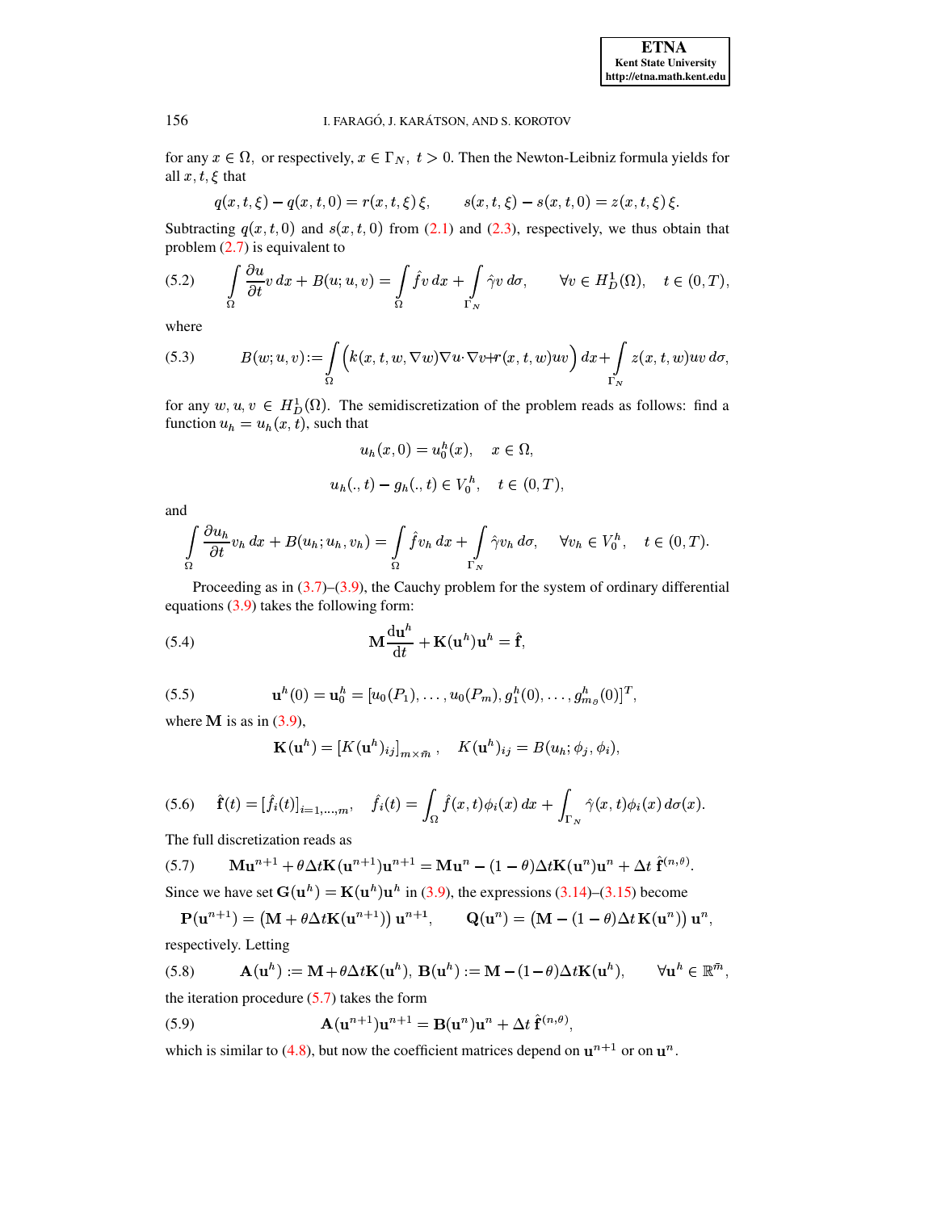for any $x \in \Omega$, or respectively, $x \in \Gamma_N$, $t > 0$. Then the Newton-Leibniz formula yields for all $x, t, \xi$ that

$$q(x,t,\xi) - q(x,t,0) = r(x,t,\xi)\,\xi, \qquad s(x,t,\xi) - s(x,t,0) = z(x,t,\xi)\,\xi.$$

Subtracting $q(x,t,0)$ and $s(x,t,0)$ from (2.1) and (2.3), respectively, we thus obtain that problem (2.7) is equivalent to

$$\int_\Omega \frac{\partial u}{\partial t} v\,dx + B(u;u,v) = \int_\Omega \hat{f} v\,dx + \int_{\Gamma_N} \hat{\gamma} v\,d\sigma, \qquad \forall v \in H^1_D(\Omega), \quad t \in (0,T), \tag{5.2}$$

where

$$B(w;u,v) := \int_\Omega \Big( k(x,t,w,\nabla w)\nabla u \cdot \nabla v + r(x,t,w)uv \Big)\,dx + \int_{\Gamma_N} z(x,t,w)uv\,d\sigma, \tag{5.3}$$

for any $w, u, v \in H^1_D(\Omega)$. The semidiscretization of the problem reads as follows: find a function $u_h = u_h(x,t)$, such that

$$u_h(x,0) = u_0^h(x), \quad x \in \Omega,$$

$$u_h(.,t) - g_h(.,t) \in V_0^h, \quad t \in (0,T),$$

and

$$\int_\Omega \frac{\partial u_h}{\partial t} v_h\,dx + B(u_h;u_h,v_h) = \int_\Omega \hat{f} v_h\,dx + \int_{\Gamma_N} \hat{\gamma} v_h\,d\sigma, \quad \forall v_h \in V_0^h, \quad t \in (0,T).$$

Proceeding as in (3.7)–(3.9), the Cauchy problem for the system of ordinary differential equations (3.9) takes the following form:

$$\mathbf{M}\frac{\mathrm{d}\mathbf{u}^h}{\mathrm{d}t} + \mathbf{K}(\mathbf{u}^h)\mathbf{u}^h = \hat{\mathbf{f}}, \tag{5.4}$$

$$\mathbf{u}^h(0) = \mathbf{u}_0^h = [u_0(P_1), \dots, u_0(P_m), g_1^h(0), \dots, g_{m_\partial}^h(0)]^T, \tag{5.5}$$

where $\mathbf{M}$ is as in (3.9),

$$\mathbf{K}(\mathbf{u}^h) = [K(\mathbf{u}^h)_{ij}]_{m \times \bar{m}}, \quad K(\mathbf{u}^h)_{ij} = B(u_h; \phi_j, \phi_i),$$

$$\hat{\mathbf{f}}(t) = [\hat{f}_i(t)]_{i=1,\dots,m}, \quad \hat{f}_i(t) = \int_\Omega \hat{f}(x,t)\phi_i(x)\,dx + \int_{\Gamma_N} \hat{\gamma}(x,t)\phi_i(x)\,d\sigma(x). \tag{5.6}$$

The full discretization reads as

$$\mathbf{M}\mathbf{u}^{n+1} + \theta\Delta t\mathbf{K}(\mathbf{u}^{n+1})\mathbf{u}^{n+1} = \mathbf{M}\mathbf{u}^n - (1-\theta)\Delta t\mathbf{K}(\mathbf{u}^n)\mathbf{u}^n + \Delta t\,\hat{\mathbf{f}}^{(n,\theta)}. \tag{5.7}$$

Since we have set $\mathbf{G}(\mathbf{u}^h) = \mathbf{K}(\mathbf{u}^h)\mathbf{u}^h$ in (3.9), the expressions (3.14)–(3.15) become

$$\mathbf{P}(\mathbf{u}^{n+1}) = \left(\mathbf{M} + \theta\Delta t\mathbf{K}(\mathbf{u}^{n+1})\right)\mathbf{u}^{n+1}, \qquad \mathbf{Q}(\mathbf{u}^n) = \left(\mathbf{M} - (1-\theta)\Delta t\,\mathbf{K}(\mathbf{u}^n)\right)\mathbf{u}^n,$$

respectively. Letting

$$\mathbf{A}(\mathbf{u}^h) := \mathbf{M} + \theta\Delta t\mathbf{K}(\mathbf{u}^h),\ \mathbf{B}(\mathbf{u}^h) := \mathbf{M} - (1-\theta)\Delta t\mathbf{K}(\mathbf{u}^h), \qquad \forall \mathbf{u}^h \in \mathbb{R}^{\bar{m}}, \tag{5.8}$$

the iteration procedure (5.7) takes the form

$$\mathbf{A}(\mathbf{u}^{n+1})\mathbf{u}^{n+1} = \mathbf{B}(\mathbf{u}^n)\mathbf{u}^n + \Delta t\,\hat{\mathbf{f}}^{(n,\theta)}, \tag{5.9}$$

which is similar to (4.8), but now the coefficient matrices depend on $\mathbf{u}^{n+1}$ or on $\mathbf{u}^n$.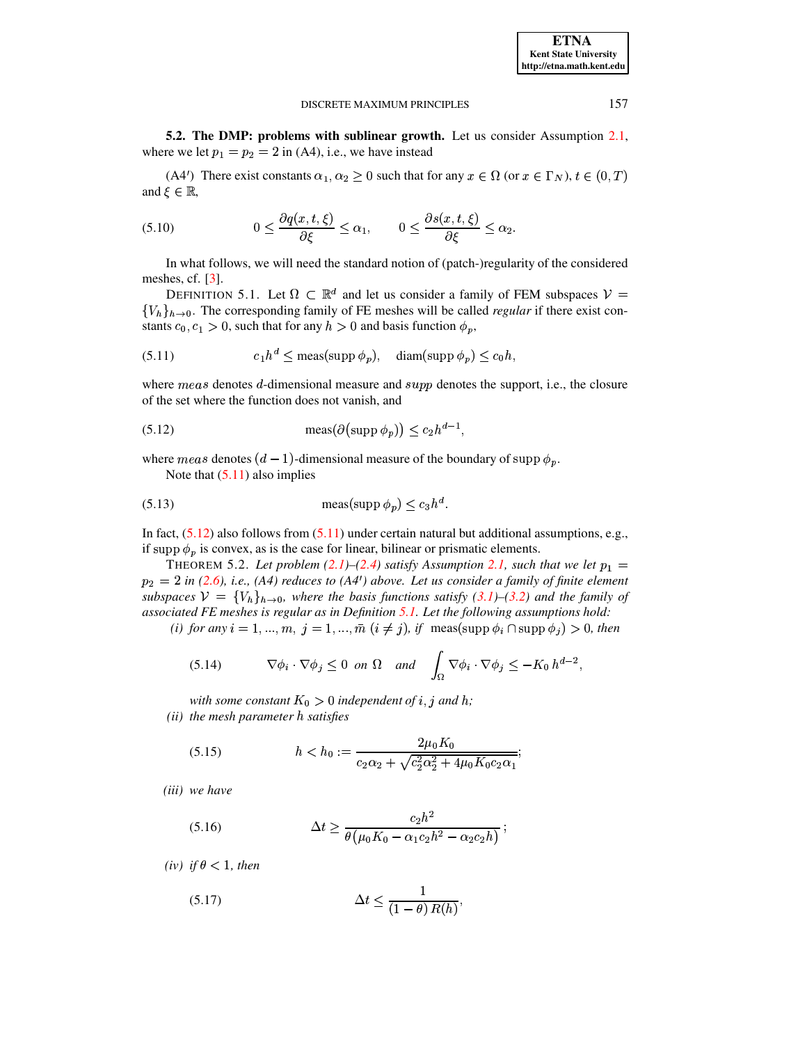**5.2. The DMP: problems with sublinear growth.** Let us consider Assumption 2.1, where we let $p_1 = p_2 = 2$ in (A4), i.e., we have instead

(A4′) There exist constants $\alpha_1, \alpha_2 \geq 0$ such that for any $x \in \Omega$ (or $x \in \Gamma_N$), $t \in (0,T)$ and $\xi \in \mathbb{R}$,

$$0 \leq \frac{\partial q(x,t,\xi)}{\partial \xi} \leq \alpha_1, \qquad 0 \leq \frac{\partial s(x,t,\xi)}{\partial \xi} \leq \alpha_2. \tag{5.10}$$

In what follows, we will need the standard notion of (patch-)regularity of the considered meshes, cf. [3].

DEFINITION 5.1. Let $\Omega \subset \mathbb{R}^d$ and let us consider a family of FEM subspaces $\mathcal{V} = \{V_h\}_{h\to 0}$. The corresponding family of FE meshes will be called *regular* if there exist constants $c_0, c_1 > 0$, such that for any $h > 0$ and basis function $\phi_p$,

$$c_1 h^d \leq \text{meas}(\text{supp}\, \phi_p), \quad \text{diam}(\text{supp}\, \phi_p) \leq c_0 h, \tag{5.11}$$

where $meas$ denotes $d$-dimensional measure and $supp$ denotes the support, i.e., the closure of the set where the function does not vanish, and

$$\text{meas}(\partial(\text{supp}\, \phi_p)) \leq c_2 h^{d-1}, \tag{5.12}$$

where $meas$ denotes $(d-1)$-dimensional measure of the boundary of $\text{supp}\, \phi_p$.

Note that (5.11) also implies

$$\text{meas}(\text{supp}\, \phi_p) \leq c_3 h^d. \tag{5.13}$$

In fact, (5.12) also follows from (5.11) under certain natural but additional assumptions, e.g., if $\text{supp}\, \phi_p$ is convex, as is the case for linear, bilinear or prismatic elements.

THEOREM 5.2. *Let problem (2.1)–(2.4) satisfy Assumption 2.1, such that we let $p_1 = p_2 = 2$ in (2.6), i.e., (A4) reduces to (A4′) above. Let us consider a family of finite element subspaces $\mathcal{V} = \{V_h\}_{h\to 0}$, where the basis functions satisfy (3.1)–(3.2) and the family of associated FE meshes is regular as in Definition 5.1. Let the following assumptions hold:*

*(i) for any $i = 1,...,m,\ j = 1,...,\bar{m}\ (i \neq j)$, if $\text{meas}(\text{supp}\, \phi_i \cap \text{supp}\, \phi_j) > 0$, then*

$$\nabla\phi_i \cdot \nabla\phi_j \leq 0 \ \text{ on } \Omega \quad \text{and} \quad \int_\Omega \nabla\phi_i \cdot \nabla\phi_j \leq -K_0\, h^{d-2}, \tag{5.14}$$

*with some constant $K_0 > 0$ independent of $i, j$ and $h$;*

*(ii) the mesh parameter $h$ satisfies*

$$h < h_0 := \frac{2\mu_0 K_0}{c_2\alpha_2 + \sqrt{c_2^2\alpha_2^2 + 4\mu_0 K_0 c_2 \alpha_1}}; \tag{5.15}$$

*(iii) we have*

$$\Delta t \geq \frac{c_2 h^2}{\theta\big(\mu_0 K_0 - \alpha_1 c_2 h^2 - \alpha_2 c_2 h\big)}; \tag{5.16}$$

*(iv) if $\theta < 1$, then*

$$\Delta t \leq \frac{1}{(1-\theta)\, R(h)}, \tag{5.17}$$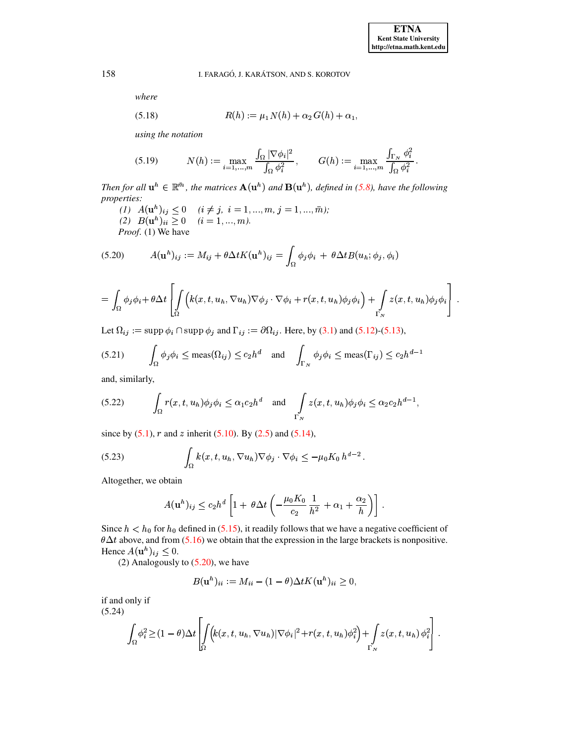*where*

$$R(h) := \mu_1 N(h) + \alpha_2 G(h) + \alpha_1, \tag{5.18}$$

*using the notation*

$$N(h) := \max_{i=1,...,m} \frac{\int_\Omega |\nabla \phi_i|^2}{\int_\Omega \phi_i^2}, \qquad G(h) := \max_{i=1,...,m} \frac{\int_{\Gamma_N} \phi_i^2}{\int_\Omega \phi_i^2}. \tag{5.19}$$

*Then for all* $\mathbf{u}^h \in \mathbb{R}^{\bar{m}}$*, the matrices* $\mathbf{A}(\mathbf{u}^h)$ *and* $\mathbf{B}(\mathbf{u}^h)$*, defined in (5.8), have the following properties:*

*(1)* $A(\mathbf{u}^h)_{ij} \leq 0 \quad (i \neq j,\ i = 1, ..., m,\ j = 1, ..., \bar{m})$*;*

*(2)* $B(\mathbf{u}^h)_{ii} \geq 0 \quad (i = 1, ..., m)$*.*

*Proof.* (1) We have

$$A(\mathbf{u}^h)_{ij} := M_{ij} + \theta \Delta t K(\mathbf{u}^h)_{ij} = \int_\Omega \phi_j \phi_i \ + \ \theta \Delta t B(u_h; \phi_j, \phi_i) \tag{5.20}$$

$$= \int_\Omega \phi_j \phi_i + \theta \Delta t \left[ \int_\Omega \Big( k(x, t, u_h, \nabla u_h) \nabla \phi_j \cdot \nabla \phi_i + r(x, t, u_h) \phi_j \phi_i \Big) + \int_{\Gamma_N} z(x, t, u_h) \phi_j \phi_i \right].$$

Let $\Omega_{ij} := \operatorname{supp} \phi_i \cap \operatorname{supp} \phi_j$ and $\Gamma_{ij} := \partial \Omega_{ij}$. Here, by (3.1) and (5.12)-(5.13),

$$\int_\Omega \phi_j \phi_i \leq \operatorname{meas}(\Omega_{ij}) \leq c_2 h^d \quad \text{and} \quad \int_{\Gamma_N} \phi_j \phi_i \leq \operatorname{meas}(\Gamma_{ij}) \leq c_2 h^{d-1} \tag{5.21}$$

and, similarly,

$$\int_\Omega r(x, t, u_h) \phi_j \phi_i \leq \alpha_1 c_2 h^d \quad \text{and} \quad \int_{\Gamma_N} z(x, t, u_h) \phi_j \phi_i \leq \alpha_2 c_2 h^{d-1}, \tag{5.22}$$

since by (5.1), $r$ and $z$ inherit (5.10). By (2.5) and (5.14),

$$\int_\Omega k(x, t, u_h, \nabla u_h) \nabla \phi_j \cdot \nabla \phi_i \leq -\mu_0 K_0 \, h^{d-2}. \tag{5.23}$$

Altogether, we obtain

$$A(\mathbf{u}^h)_{ij} \leq c_2 h^d \left[ 1 + \ \theta \Delta t \left( -\frac{\mu_0 K_0}{c_2} \frac{1}{h^2} + \alpha_1 + \frac{\alpha_2}{h} \right) \right].$$

Since $h < h_0$ for $h_0$ defined in (5.15), it readily follows that we have a negative coefficient of $\theta \Delta t$ above, and from (5.16) we obtain that the expression in the large brackets is nonpositive. Hence $A(\mathbf{u}^h)_{ij} \leq 0$.

(2) Analogously to (5.20), we have

$$B(\mathbf{u}^h)_{ii} := M_{ii} - (1 - \theta) \Delta t K(\mathbf{u}^h)_{ii} \geq 0,$$

if and only if

$$\int_\Omega \phi_i^2 \geq (1 - \theta) \Delta t \left[ \int_\Omega \Big( k(x, t, u_h, \nabla u_h) |\nabla \phi_i|^2 + r(x, t, u_h) \phi_i^2 \Big) + \int_{\Gamma_N} z(x, t, u_h) \, \phi_i^2 \right]. \tag{5.24}$$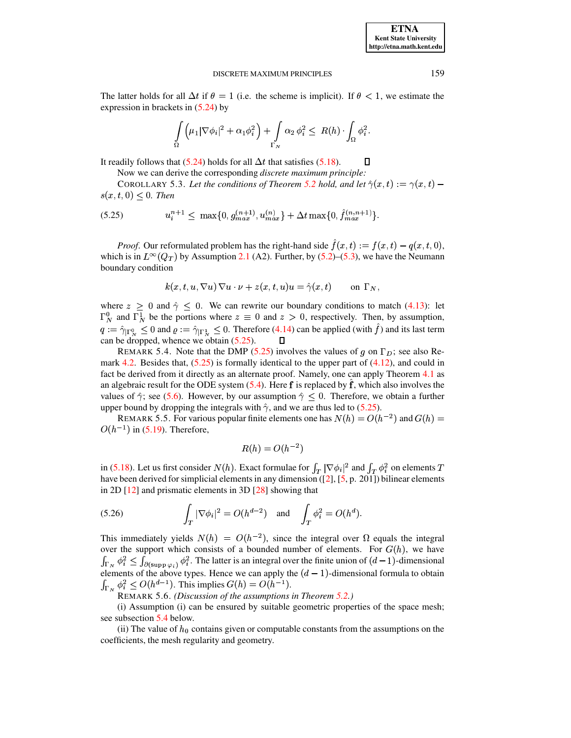The latter holds for all $\Delta t$ if $\theta = 1$ (i.e. the scheme is implicit). If $\theta < 1$, we estimate the expression in brackets in (5.24) by

$$\int_\Omega \left(\mu_1 |\nabla \phi_i|^2 + \alpha_1 \phi_i^2\right) + \int_{\Gamma_N} \alpha_2\, \phi_i^2 \leq\; R(h) \cdot \int_\Omega \phi_i^2.$$

It readily follows that (5.24) holds for all $\Delta t$ that satisfies (5.18). ∎

Now we can derive the corresponding *discrete maximum principle:*

COROLLARY 5.3. *Let the conditions of Theorem 5.2 hold, and let* $\hat\gamma(x,t) := \gamma(x,t) - s(x,t,0) \leq 0$. *Then*

$$u_i^{n+1} \leq\; \max\{0, g_{max}^{(n+1)}, u_{max}^{(n)}\} + \Delta t \max\{0, \hat f_{max}^{(n,n+1)}\}. \tag{5.25}$$

*Proof.* Our reformulated problem has the right-hand side $\hat f(x,t) := f(x,t) - q(x,t,0)$, which is in $L^\infty(Q_T)$ by Assumption 2.1 (A2). Further, by (5.2)–(5.3), we have the Neumann boundary condition

$$k(x,t,u,\nabla u)\, \nabla u \cdot \nu + z(x,t,u)u = \hat\gamma(x,t) \qquad \text{on } \Gamma_N,$$

where $z \geq 0$ and $\hat\gamma \leq 0$. We can rewrite our boundary conditions to match (4.13): let $\Gamma_N^0$ and $\Gamma_N^1$ be the portions where $z \equiv 0$ and $z > 0$, respectively. Then, by assumption, $q := \hat\gamma_{|\Gamma_N^0} \leq 0$ and $\varrho := \hat\gamma_{|\Gamma_N^1} \leq 0$. Therefore (4.14) can be applied (with $\hat f$) and its last term can be dropped, whence we obtain (5.25). ∎

REMARK 5.4. Note that the DMP (5.25) involves the values of $g$ on $\Gamma_D$; see also Remark 4.2. Besides that, (5.25) is formally identical to the upper part of (4.12), and could in fact be derived from it directly as an alternate proof. Namely, one can apply Theorem 4.1 as an algebraic result for the ODE system (5.4). Here $\mathbf{f}$ is replaced by $\hat{\mathbf{f}}$, which also involves the values of $\hat\gamma$; see (5.6). However, by our assumption $\hat\gamma \leq 0$. Therefore, we obtain a further upper bound by dropping the integrals with $\hat\gamma$, and we are thus led to (5.25).

REMARK 5.5. For various popular finite elements one has $N(h) = O(h^{-2})$ and $G(h) = O(h^{-1})$ in (5.19). Therefore,

$$R(h) = O(h^{-2})$$

in (5.18). Let us first consider $N(h)$. Exact formulae for $\int_T |\nabla \phi_i|^2$ and $\int_T \phi_i^2$ on elements $T$ have been derived for simplicial elements in any dimension ([2], [5, p. 201]) bilinear elements in 2D [12] and prismatic elements in 3D [28] showing that

$$\int_T |\nabla \phi_i|^2 = O(h^{d-2}) \quad \text{and} \quad \int_T \phi_i^2 = O(h^d). \tag{5.26}$$

This immediately yields $N(h) = O(h^{-2})$, since the integral over $\Omega$ equals the integral over the support which consists of a bounded number of elements. For $G(h)$, we have $\int_{\Gamma_N} \phi_i^2 \leq \int_{\partial(\text{supp}\,\varphi_i)} \phi_i^2$. The latter is an integral over the finite union of $(d-1)$-dimensional elements of the above types. Hence we can apply the $(d-1)$-dimensional formula to obtain $\int_{\Gamma_N} \phi_i^2 \leq O(h^{d-1})$. This implies $G(h) = O(h^{-1})$.

REMARK 5.6. *(Discussion of the assumptions in Theorem 5.2.)*

(i) Assumption (i) can be ensured by suitable geometric properties of the space mesh; see subsection 5.4 below.

(ii) The value of $h_0$ contains given or computable constants from the assumptions on the coefficients, the mesh regularity and geometry.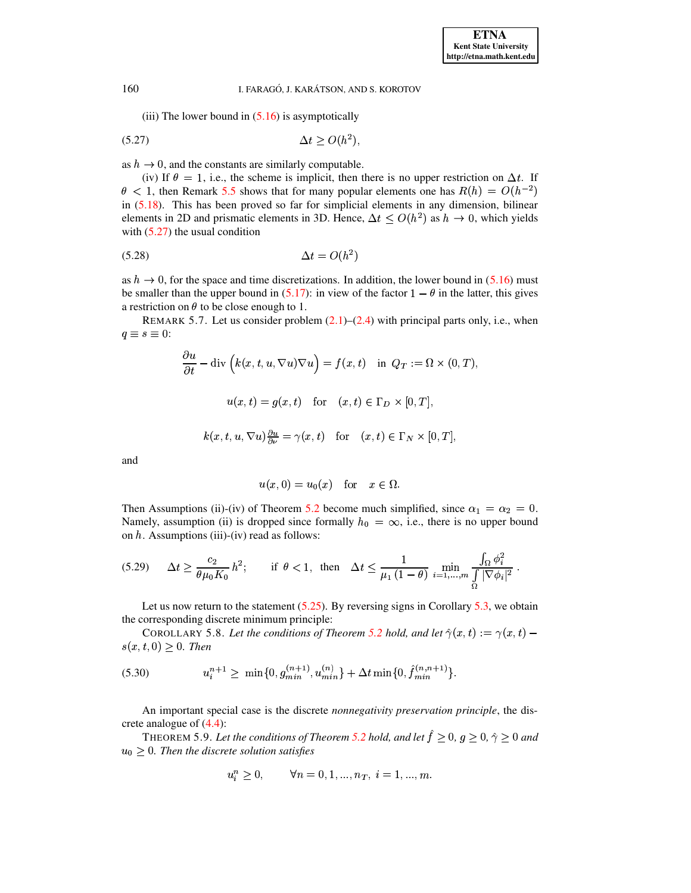(iii) The lower bound in (5.16) is asymptotically

$$\Delta t \geq O(h^2), \tag{5.27}$$

as $h \to 0$, and the constants are similarly computable.

(iv) If $\theta = 1$, i.e., the scheme is implicit, then there is no upper restriction on $\Delta t$. If $\theta < 1$, then Remark 5.5 shows that for many popular elements one has $R(h) = O(h^{-2})$ in (5.18). This has been proved so far for simplicial elements in any dimension, bilinear elements in 2D and prismatic elements in 3D. Hence, $\Delta t \leq O(h^2)$ as $h \to 0$, which yields with (5.27) the usual condition

$$\Delta t = O(h^2) \tag{5.28}$$

as $h \to 0$, for the space and time discretizations. In addition, the lower bound in (5.16) must be smaller than the upper bound in (5.17): in view of the factor $1 - \theta$ in the latter, this gives a restriction on $\theta$ to be close enough to 1.

REMARK 5.7. Let us consider problem (2.1)–(2.4) with principal parts only, i.e., when $q \equiv s \equiv 0$:

$$\frac{\partial u}{\partial t} - \operatorname{div}\Big(k(x,t,u,\nabla u)\nabla u\Big) = f(x,t) \quad \text{in } Q_T := \Omega \times (0,T),$$

$$u(x,t) = g(x,t) \quad \text{for} \quad (x,t) \in \Gamma_D \times [0,T],$$

$$k(x,t,u,\nabla u)\tfrac{\partial u}{\partial \nu} = \gamma(x,t) \quad \text{for} \quad (x,t) \in \Gamma_N \times [0,T],$$

and

$$u(x,0) = u_0(x) \quad \text{for} \quad x \in \Omega.$$

Then Assumptions (ii)-(iv) of Theorem 5.2 become much simplified, since $\alpha_1 = \alpha_2 = 0$. Namely, assumption (ii) is dropped since formally $h_0 = \infty$, i.e., there is no upper bound on $h$. Assumptions (iii)-(iv) read as follows:

$$\Delta t \geq \frac{c_2}{\theta \mu_0 K_0} h^2; \qquad \text{if } \theta < 1, \text{ then } \quad \Delta t \leq \frac{1}{\mu_1 (1-\theta)} \min_{i=1,\dots,m} \frac{\int_\Omega \phi_i^2}{\int_\Omega |\nabla \phi_i|^2}. \tag{5.29}$$

Let us now return to the statement (5.25). By reversing signs in Corollary 5.3, we obtain the corresponding discrete minimum principle:

COROLLARY 5.8. *Let the conditions of Theorem 5.2 hold, and let $\hat{\gamma}(x,t) := \gamma(x,t) - s(x,t,0) \geq 0$. Then*

$$u_i^{n+1} \geq \min\{0, g_{min}^{(n+1)}, u_{min}^{(n)}\} + \Delta t \min\{0, \hat{f}_{min}^{(n,n+1)}\}. \tag{5.30}$$

An important special case is the discrete *nonnegativity preservation principle*, the discrete analogue of (4.4):

THEOREM 5.9. *Let the conditions of Theorem 5.2 hold, and let $\hat{f} \geq 0$, $g \geq 0$, $\hat{\gamma} \geq 0$ and $u_0 \geq 0$. Then the discrete solution satisfies*

$$u_i^n \geq 0, \qquad \forall n = 0, 1, \dots, n_T, \; i = 1, \dots, m.$$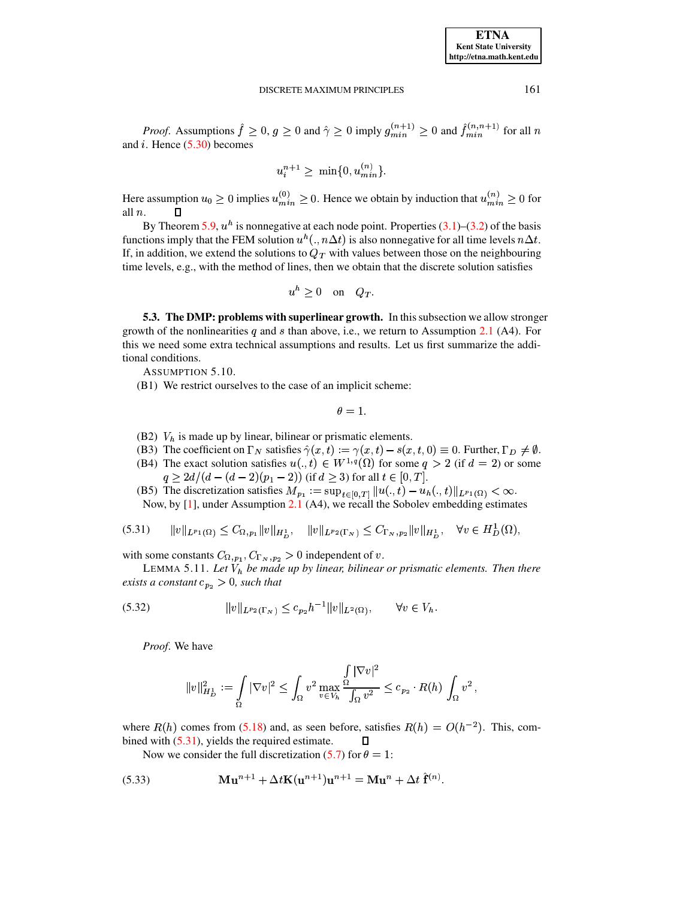*Proof.* Assumptions $\hat{f} \geq 0$, $g \geq 0$ and $\hat{\gamma} \geq 0$ imply $g_{min}^{(n+1)} \geq 0$ and $\hat{f}_{min}^{(n,n+1)}$ for all $n$ and $i$. Hence (5.30) becomes

$$u_i^{n+1} \geq \min\{0, u_{min}^{(n)}\}.$$

Here assumption $u_0 \geq 0$ implies $u_{min}^{(0)} \geq 0$. Hence we obtain by induction that $u_{min}^{(n)} \geq 0$ for all $n$. ◻

By Theorem 5.9, $u^h$ is nonnegative at each node point. Properties (3.1)–(3.2) of the basis functions imply that the FEM solution $u^h(., n\Delta t)$ is also nonnegative for all time levels $n\Delta t$. If, in addition, we extend the solutions to $Q_T$ with values between those on the neighbouring time levels, e.g., with the method of lines, then we obtain that the discrete solution satisfies

$$u^h \geq 0 \quad \text{on} \quad Q_T.$$

**5.3. The DMP: problems with superlinear growth.** In this subsection we allow stronger growth of the nonlinearities $q$ and $s$ than above, i.e., we return to Assumption 2.1 (A4). For this we need some extra technical assumptions and results. Let us first summarize the additional conditions.

ASSUMPTION 5.10.

(B1) We restrict ourselves to the case of an implicit scheme:

$$\theta = 1.$$

(B2) $V_h$ is made up by linear, bilinear or prismatic elements.

(B3) The coefficient on $\Gamma_N$ satisfies $\hat{\gamma}(x,t) := \gamma(x,t) - s(x,t,0) \equiv 0$. Further, $\Gamma_D \neq \emptyset$.

(B4) The exact solution satisfies $u(.,t) \in W^{1,q}(\Omega)$ for some $q > 2$ (if $d = 2$) or some $q \geq 2d/(d-(d-2)(p_1-2))$ (if $d \geq 3$) for all $t \in [0,T]$.

(B5) The discretization satisfies $M_{p_1} := \sup_{t\in[0,T]} \|u(.,t) - u_h(.,t)\|_{L^{p_1}(\Omega)} < \infty$.

Now, by [1], under Assumption 2.1 (A4), we recall the Sobolev embedding estimates

$$\|v\|_{L^{p_1}(\Omega)} \leq C_{\Omega,p_1}\|v\|_{H_D^1}, \quad \|v\|_{L^{p_2}(\Gamma_N)} \leq C_{\Gamma_N,p_2}\|v\|_{H_D^1}, \quad \forall v \in H_D^1(\Omega), \tag{5.31}$$

with some constants $C_{\Omega,p_1}, C_{\Gamma_N,p_2} > 0$ independent of $v$.

LEMMA 5.11. *Let $V_h$ be made up by linear, bilinear or prismatic elements. Then there exists a constant $c_{p_2} > 0$, such that*

$$\|v\|_{L^{p_2}(\Gamma_N)} \leq c_{p_2} h^{-1}\|v\|_{L^2(\Omega)}, \qquad \forall v \in V_h. \tag{5.32}$$

*Proof.* We have

$$\|v\|_{H_D^1}^2 := \int_\Omega |\nabla v|^2 \leq \int_\Omega v^2 \max_{v\in V_h} \frac{\int_\Omega |\nabla v|^2}{\int_\Omega v^2} \leq c_{p_2} \cdot R(h) \int_\Omega v^2 \,,$$

where $R(h)$ comes from (5.18) and, as seen before, satisfies $R(h) = O(h^{-2})$. This, combined with (5.31), yields the required estimate. ◻

Now we consider the full discretization (5.7) for $\theta = 1$:

$$\mathbf{M}\mathbf{u}^{n+1} + \Delta t\mathbf{K}(\mathbf{u}^{n+1})\mathbf{u}^{n+1} = \mathbf{M}\mathbf{u}^n + \Delta t\, \hat{\mathbf{f}}^{(n)}. \tag{5.33}$$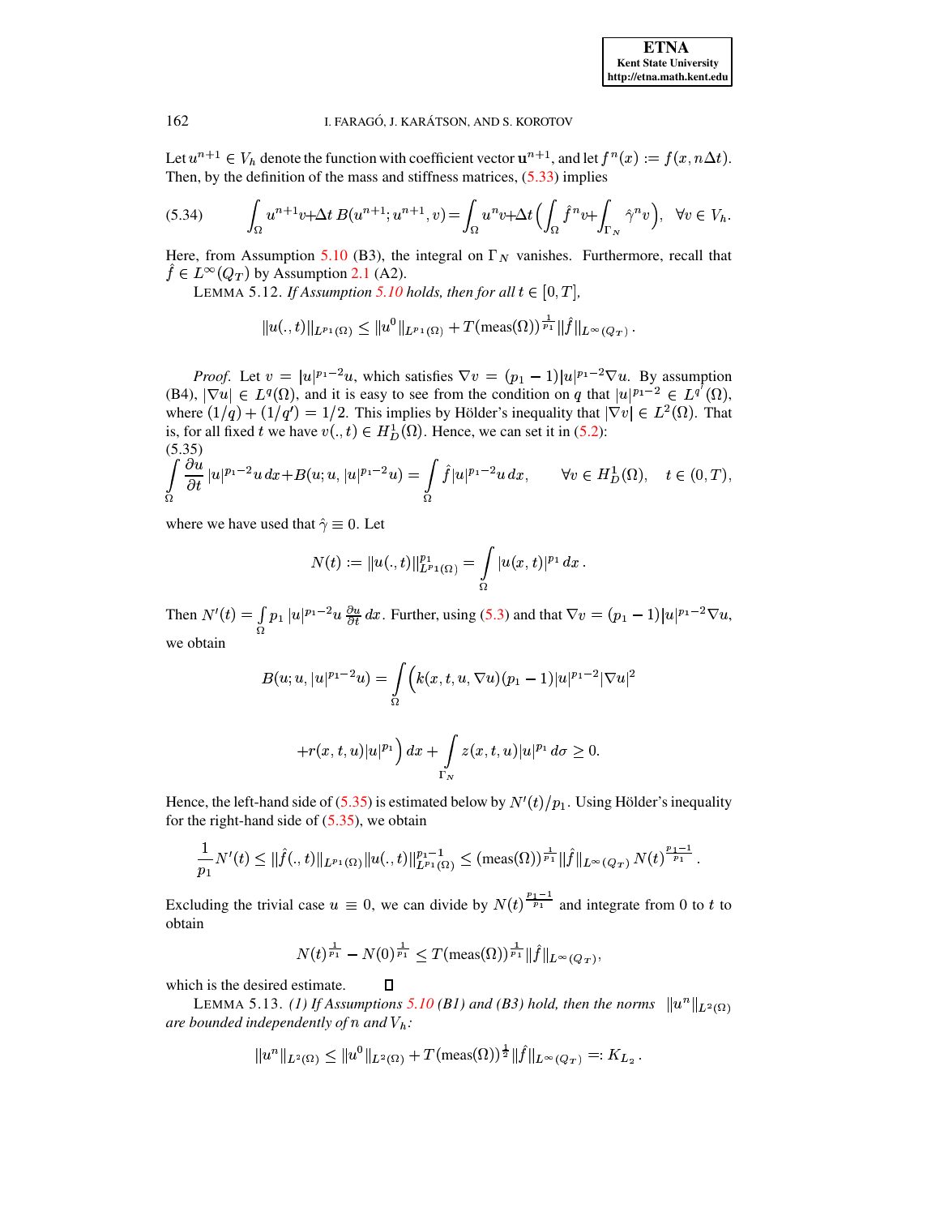Let $u^{n+1} \in V_h$ denote the function with coefficient vector $\mathbf{u}^{n+1}$, and let $f^n(x) := f(x, n\Delta t)$. Then, by the definition of the mass and stiffness matrices, (5.33) implies

$$\int_\Omega u^{n+1} v + \Delta t\, B(u^{n+1}; u^{n+1}, v) = \int_\Omega u^n v + \Delta t \Big( \int_\Omega \hat{f}^n v + \int_{\Gamma_N} \hat{\gamma}^n v \Big), \quad \forall v \in V_h. \tag{5.34}$$

Here, from Assumption 5.10 (B3), the integral on $\Gamma_N$ vanishes. Furthermore, recall that $\hat{f} \in L^\infty(Q_T)$ by Assumption 2.1 (A2).

LEMMA 5.12. *If Assumption 5.10 holds, then for all $t \in [0, T]$,*

$$\|u(.,t)\|_{L^{p_1}(\Omega)} \le \|u^0\|_{L^{p_1}(\Omega)} + T(\text{meas}(\Omega))^{\frac{1}{p_1}} \|\hat{f}\|_{L^\infty(Q_T)}\,.$$

*Proof.* Let $v = |u|^{p_1-2}u$, which satisfies $\nabla v = (p_1 - 1)|u|^{p_1-2}\nabla u$. By assumption (B4), $|\nabla u| \in L^q(\Omega)$, and it is easy to see from the condition on $q$ that $|u|^{p_1-2} \in L^{q'}(\Omega)$, where $(1/q) + (1/q') = 1/2$. This implies by Hölder's inequality that $|\nabla v| \in L^2(\Omega)$. That is, for all fixed $t$ we have $v(.,t) \in H^1_D(\Omega)$. Hence, we can set it in (5.2):

$$\int_\Omega \frac{\partial u}{\partial t} |u|^{p_1-2}u\, dx + B(u; u, |u|^{p_1-2}u) = \int_\Omega \hat{f} |u|^{p_1-2}u\, dx, \qquad \forall v \in H^1_D(\Omega), \quad t \in (0,T), \tag{5.35}$$

where we have used that $\hat{\gamma} \equiv 0$. Let

$$N(t) := \|u(.,t)\|^{p_1}_{L^{p_1}(\Omega)} = \int_\Omega |u(x,t)|^{p_1}\, dx\,.$$

Then $N'(t) = \int_\Omega p_1\, |u|^{p_1-2} u\, \frac{\partial u}{\partial t}\, dx$. Further, using (5.3) and that $\nabla v = (p_1 - 1)|u|^{p_1-2}\nabla u$, we obtain

$$B(u; u, |u|^{p_1-2}u) = \int_\Omega \Big( k(x,t,u,\nabla u)(p_1 - 1)|u|^{p_1-2}|\nabla u|^2$$

$$+ r(x,t,u)|u|^{p_1} \Big)\, dx + \int_{\Gamma_N} z(x,t,u)|u|^{p_1}\, d\sigma \ge 0.$$

Hence, the left-hand side of (5.35) is estimated below by $N'(t)/p_1$. Using Hölder's inequality for the right-hand side of (5.35), we obtain

$$\frac{1}{p_1} N'(t) \le \|\hat{f}(.,t)\|_{L^{p_1}(\Omega)} \|u(.,t)\|^{p_1-1}_{L^{p_1}(\Omega)} \le (\text{meas}(\Omega))^{\frac{1}{p_1}} \|\hat{f}\|_{L^\infty(Q_T)}\, N(t)^{\frac{p_1-1}{p_1}}\,.$$

Excluding the trivial case $u \equiv 0$, we can divide by $N(t)^{\frac{p_1-1}{p_1}}$ and integrate from $0$ to $t$ to obtain

$$N(t)^{\frac{1}{p_1}} - N(0)^{\frac{1}{p_1}} \le T(\text{meas}(\Omega))^{\frac{1}{p_1}} \|\hat{f}\|_{L^\infty(Q_T)},$$

which is the desired estimate. $\square$

LEMMA 5.13. *(1) If Assumptions 5.10 (B1) and (B3) hold, then the norms $\|u^n\|_{L^2(\Omega)}$ are bounded independently of $n$ and $V_h$:*

$$\|u^n\|_{L^2(\Omega)} \le \|u^0\|_{L^2(\Omega)} + T(\text{meas}(\Omega))^{\frac{1}{2}} \|\hat{f}\|_{L^\infty(Q_T)} =: K_{L_2}\,.$$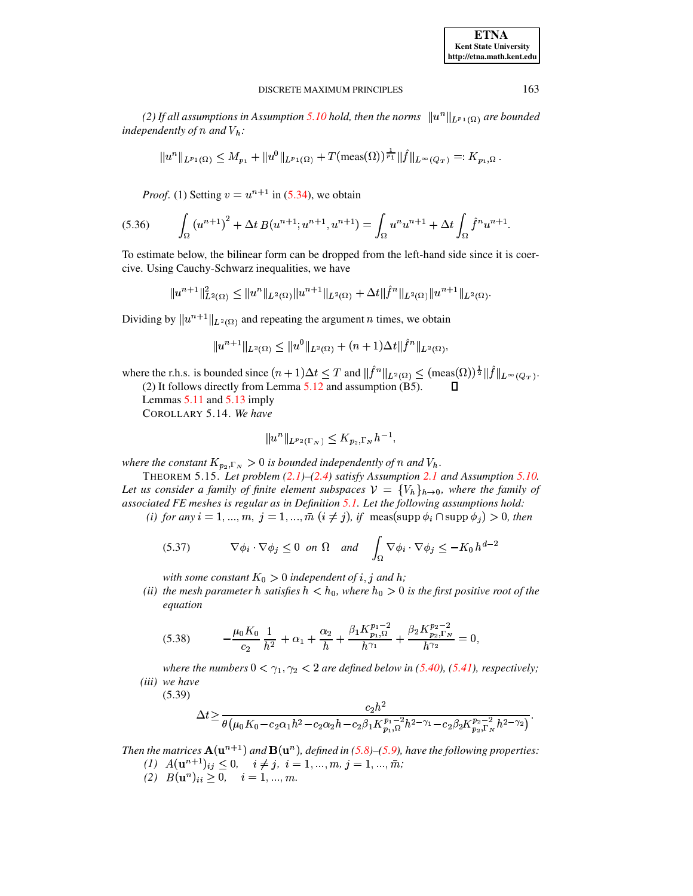*(2) If all assumptions in Assumption 5.10 hold, then the norms* $\|u^n\|_{L^{p_1}(\Omega)}$ *are bounded independently of* $n$ *and* $V_h$*:*

$$\|u^n\|_{L^{p_1}(\Omega)} \leq M_{p_1} + \|u^0\|_{L^{p_1}(\Omega)} + T(\text{meas}(\Omega))^{\frac{1}{p_1}} \|\hat{f}\|_{L^\infty(Q_T)} =: K_{p_1,\Omega}\,.$$

*Proof.* (1) Setting $v = u^{n+1}$ in (5.34), we obtain

$$\int_\Omega \left(u^{n+1}\right)^2 + \Delta t\, B(u^{n+1}; u^{n+1}, u^{n+1}) = \int_\Omega u^n u^{n+1} + \Delta t \int_\Omega \hat{f}^n u^{n+1}. \tag{5.36}$$

To estimate below, the bilinear form can be dropped from the left-hand side since it is coercive. Using Cauchy-Schwarz inequalities, we have

$$\|u^{n+1}\|^2_{L^2(\Omega)} \leq \|u^n\|_{L^2(\Omega)} \|u^{n+1}\|_{L^2(\Omega)} + \Delta t \|\hat{f}^n\|_{L^2(\Omega)} \|u^{n+1}\|_{L^2(\Omega)}.$$

Dividing by $\|u^{n+1}\|_{L^2(\Omega)}$ and repeating the argument $n$ times, we obtain

$$\|u^{n+1}\|_{L^2(\Omega)} \leq \|u^0\|_{L^2(\Omega)} + (n+1)\Delta t \|\hat{f}^n\|_{L^2(\Omega)},$$

where the r.h.s. is bounded since $(n+1)\Delta t \leq T$ and $\|\hat{f}^n\|_{L^2(\Omega)} \leq (\text{meas}(\Omega))^{\frac{1}{2}} \|\hat{f}\|_{L^\infty(Q_T)}$.

(2) It follows directly from Lemma 5.12 and assumption (B5). ∎

Lemmas 5.11 and 5.13 imply

COROLLARY 5.14. *We have*

$$\|u^n\|_{L^{p_2}(\Gamma_N)} \leq K_{p_2,\Gamma_N} h^{-1},$$

*where the constant* $K_{p_2,\Gamma_N} > 0$ *is bounded independently of* $n$ *and* $V_h$.

THEOREM 5.15. *Let problem (2.1)–(2.4) satisfy Assumption 2.1 and Assumption 5.10. Let us consider a family of finite element subspaces* $\mathcal{V} = \{V_h\}_{h\to 0}$*, where the family of associated FE meshes is regular as in Definition 5.1. Let the following assumptions hold:*

*(i) for any* $i = 1, ..., m,\ j = 1, ..., \bar{m}\ (i \neq j)$*, if* $\text{meas}(\text{supp}\,\phi_i \cap \text{supp}\,\phi_j) > 0$*, then*

$$\nabla\phi_i \cdot \nabla\phi_j \leq 0 \ \text{ on } \Omega \quad \text{and} \quad \int_\Omega \nabla\phi_i \cdot \nabla\phi_j \leq -K_0\, h^{d-2} \tag{5.37}$$

*with some constant* $K_0 > 0$ *independent of* $i, j$ *and* $h$*;*

*(ii) the mesh parameter* $h$ *satisfies* $h < h_0$*, where* $h_0 > 0$ *is the first positive root of the equation*

$$-\frac{\mu_0 K_0}{c_2}\,\frac{1}{h^2} + \alpha_1 + \frac{\alpha_2}{h} + \frac{\beta_1 K_{p_1,\Omega}^{p_1-2}}{h^{\gamma_1}} + \frac{\beta_2 K_{p_2,\Gamma_N}^{p_2-2}}{h^{\gamma_2}} = 0, \tag{5.38}$$

*where the numbers* $0 < \gamma_1, \gamma_2 < 2$ *are defined below in (5.40), (5.41), respectively;*

*(iii) we have*

$$\Delta t \geq \frac{c_2 h^2}{\theta\left(\mu_0 K_0 - c_2\alpha_1 h^2 - c_2\alpha_2 h - c_2\beta_1 K_{p_1,\Omega}^{p_1-2} h^{2-\gamma_1} - c_2\beta_2 K_{p_2,\Gamma_N}^{p_2-2} h^{2-\gamma_2}\right)}. \tag{5.39}$$

*Then the matrices* $\mathbf{A}(\mathbf{u}^{n+1})$ *and* $\mathbf{B}(\mathbf{u}^n)$*, defined in (5.8)–(5.9), have the following properties:*

*(1)* $A(\mathbf{u}^{n+1})_{ij} \leq 0, \quad i \neq j,\ i = 1, ..., m, j = 1, ..., \bar{m};$

*(2)* $B(\mathbf{u}^n)_{ii} \geq 0, \quad i = 1, ..., m.$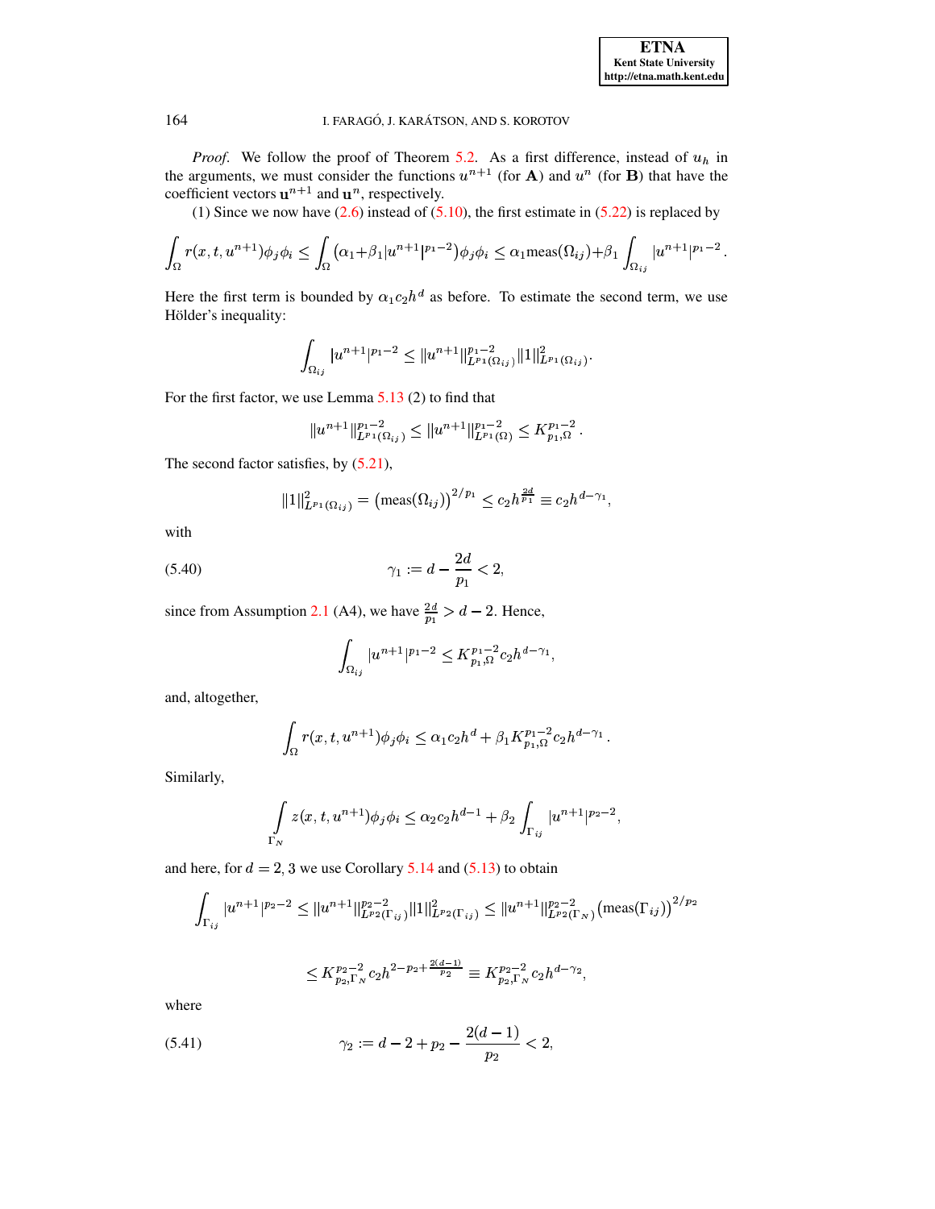*Proof*. We follow the proof of Theorem 5.2. As a first difference, instead of $u_h$ in the arguments, we must consider the functions $u^{n+1}$ (for $\mathbf{A}$) and $u^n$ (for $\mathbf{B}$) that have the coefficient vectors $\mathbf{u}^{n+1}$ and $\mathbf{u}^n$, respectively.

(1) Since we now have (2.6) instead of (5.10), the first estimate in (5.22) is replaced by

$$\int_\Omega r(x,t,u^{n+1})\phi_j\phi_i \le \int_\Omega \left(\alpha_1+\beta_1|u^{n+1}|^{p_1-2}\right)\phi_j\phi_i \le \alpha_1 \text{meas}(\Omega_{ij})+\beta_1\int_{\Omega_{ij}}|u^{n+1}|^{p_1-2}.$$

Here the first term is bounded by $\alpha_1 c_2 h^d$ as before. To estimate the second term, we use Hölder's inequality:

$$\int_{\Omega_{ij}}|u^{n+1}|^{p_1-2} \le \|u^{n+1}\|^{p_1-2}_{L^{p_1}(\Omega_{ij})}\|1\|^2_{L^{p_1}(\Omega_{ij})}.$$

For the first factor, we use Lemma 5.13 (2) to find that

$$\|u^{n+1}\|^{p_1-2}_{L^{p_1}(\Omega_{ij})} \le \|u^{n+1}\|^{p_1-2}_{L^{p_1}(\Omega)} \le K^{p_1-2}_{p_1,\Omega}\,.$$

The second factor satisfies, by (5.21),

$$\|1\|^2_{L^{p_1}(\Omega_{ij})} = \left(\text{meas}(\Omega_{ij})\right)^{2/p_1} \le c_2 h^{\frac{2d}{p_1}} \equiv c_2 h^{d-\gamma_1},$$

with

$$\gamma_1 := d-\frac{2d}{p_1} < 2, \tag{5.40}$$

since from Assumption 2.1 (A4), we have $\frac{2d}{p_1} > d-2$. Hence,

$$\int_{\Omega_{ij}}|u^{n+1}|^{p_1-2} \le K^{p_1-2}_{p_1,\Omega}c_2 h^{d-\gamma_1},$$

and, altogether,

$$\int_\Omega r(x,t,u^{n+1})\phi_j\phi_i \le \alpha_1 c_2 h^d + \beta_1 K^{p_1-2}_{p_1,\Omega}c_2 h^{d-\gamma_1}\,.$$

Similarly,

$$\int_{\Gamma_N} z(x,t,u^{n+1})\phi_j\phi_i \le \alpha_2 c_2 h^{d-1} + \beta_2\int_{\Gamma_{ij}}|u^{n+1}|^{p_2-2},$$

and here, for $d=2,3$ we use Corollary 5.14 and (5.13) to obtain

$$\int_{\Gamma_{ij}}|u^{n+1}|^{p_2-2} \le \|u^{n+1}\|^{p_2-2}_{L^{p_2}(\Gamma_{ij})}\|1\|^2_{L^{p_2}(\Gamma_{ij})} \le \|u^{n+1}\|^{p_2-2}_{L^{p_2}(\Gamma_N)}\left(\text{meas}(\Gamma_{ij})\right)^{2/p_2}$$

$$\le K^{p_2-2}_{p_2,\Gamma_N}c_2 h^{2-p_2+\frac{2(d-1)}{p_2}} \equiv K^{p_2-2}_{p_2,\Gamma_N}c_2 h^{d-\gamma_2},$$

where

$$\gamma_2 := d-2+p_2-\frac{2(d-1)}{p_2} < 2, \tag{5.41}$$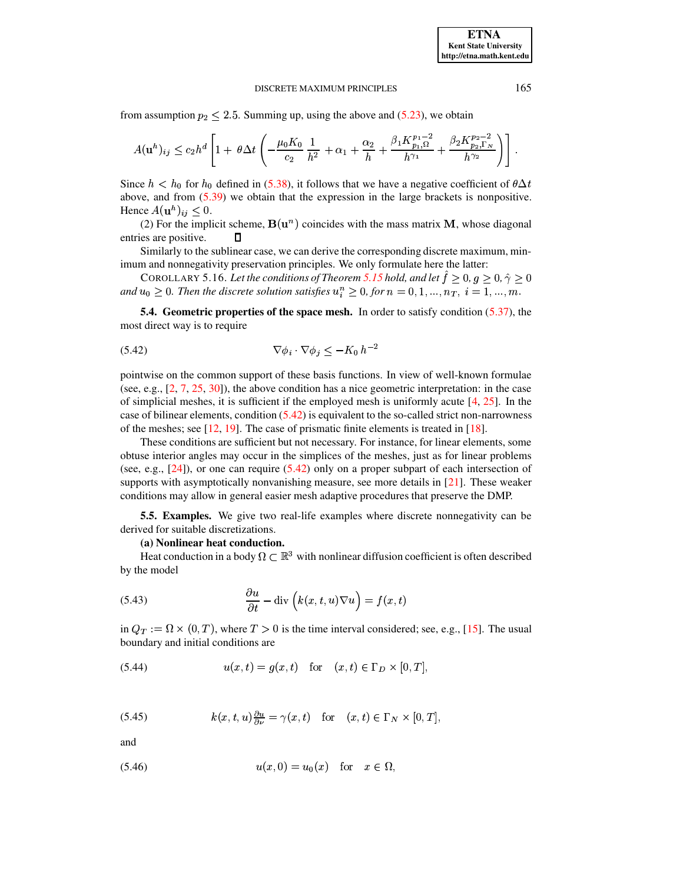from assumption $p_2 \le 2.5$. Summing up, using the above and (5.23), we obtain

$$A(\mathbf{u}^h)_{ij} \le c_2 h^d \left[ 1 + \theta \Delta t \left( -\frac{\mu_0 K_0}{c_2} \frac{1}{h^2} + \alpha_1 + \frac{\alpha_2}{h} + \frac{\beta_1 K_{p_1,\Omega}^{p_1-2}}{h^{\gamma_1}} + \frac{\beta_2 K_{p_2,\Gamma_N}^{p_2-2}}{h^{\gamma_2}} \right) \right].$$

Since $h < h_0$ for $h_0$ defined in (5.38), it follows that we have a negative coefficient of $\theta \Delta t$ above, and from (5.39) we obtain that the expression in the large brackets is nonpositive. Hence $A(\mathbf{u}^h)_{ij} \le 0$.

(2) For the implicit scheme, $\mathbf{B}(\mathbf{u}^n)$ coincides with the mass matrix $\mathbf{M}$, whose diagonal entries are positive. ∎

Similarly to the sublinear case, we can derive the corresponding discrete maximum, minimum and nonnegativity preservation principles. We only formulate here the latter:

COROLLARY 5.16. *Let the conditions of Theorem 5.15 hold, and let $\hat{f} \ge 0$, $g \ge 0$, $\hat{\gamma} \ge 0$ and $u_0 \ge 0$. Then the discrete solution satisfies $u_i^n \ge 0$, for $n = 0, 1, ..., n_T$, $i = 1, ..., m$.*

**5.4. Geometric properties of the space mesh.** In order to satisfy condition (5.37), the most direct way is to require

$$\nabla \phi_i \cdot \nabla \phi_j \le -K_0\, h^{-2} \tag{5.42}$$

pointwise on the common support of these basis functions. In view of well-known formulae (see, e.g., [2, 7, 25, 30]), the above condition has a nice geometric interpretation: in the case of simplicial meshes, it is sufficient if the employed mesh is uniformly acute [4, 25]. In the case of bilinear elements, condition (5.42) is equivalent to the so-called strict non-narrowness of the meshes; see [12, 19]. The case of prismatic finite elements is treated in [18].

These conditions are sufficient but not necessary. For instance, for linear elements, some obtuse interior angles may occur in the simplices of the meshes, just as for linear problems (see, e.g., [24]), or one can require (5.42) only on a proper subpart of each intersection of supports with asymptotically nonvanishing measure, see more details in [21]. These weaker conditions may allow in general easier mesh adaptive procedures that preserve the DMP.

**5.5. Examples.** We give two real-life examples where discrete nonnegativity can be derived for suitable discretizations.

**(a) Nonlinear heat conduction.**

Heat conduction in a body $\Omega \subset \mathbb{R}^3$ with nonlinear diffusion coefficient is often described by the model

$$\frac{\partial u}{\partial t} - \operatorname{div}\Big(k(x,t,u)\nabla u\Big) = f(x,t) \tag{5.43}$$

in $Q_T := \Omega \times (0,T)$, where $T > 0$ is the time interval considered; see, e.g., [15]. The usual boundary and initial conditions are

$$u(x,t) = g(x,t) \quad \text{for} \quad (x,t) \in \Gamma_D \times [0,T], \tag{5.44}$$

$$k(x,t,u)\tfrac{\partial u}{\partial \nu} = \gamma(x,t) \quad \text{for} \quad (x,t) \in \Gamma_N \times [0,T], \tag{5.45}$$

and

$$u(x,0) = u_0(x) \quad \text{for} \quad x \in \Omega, \tag{5.46}$$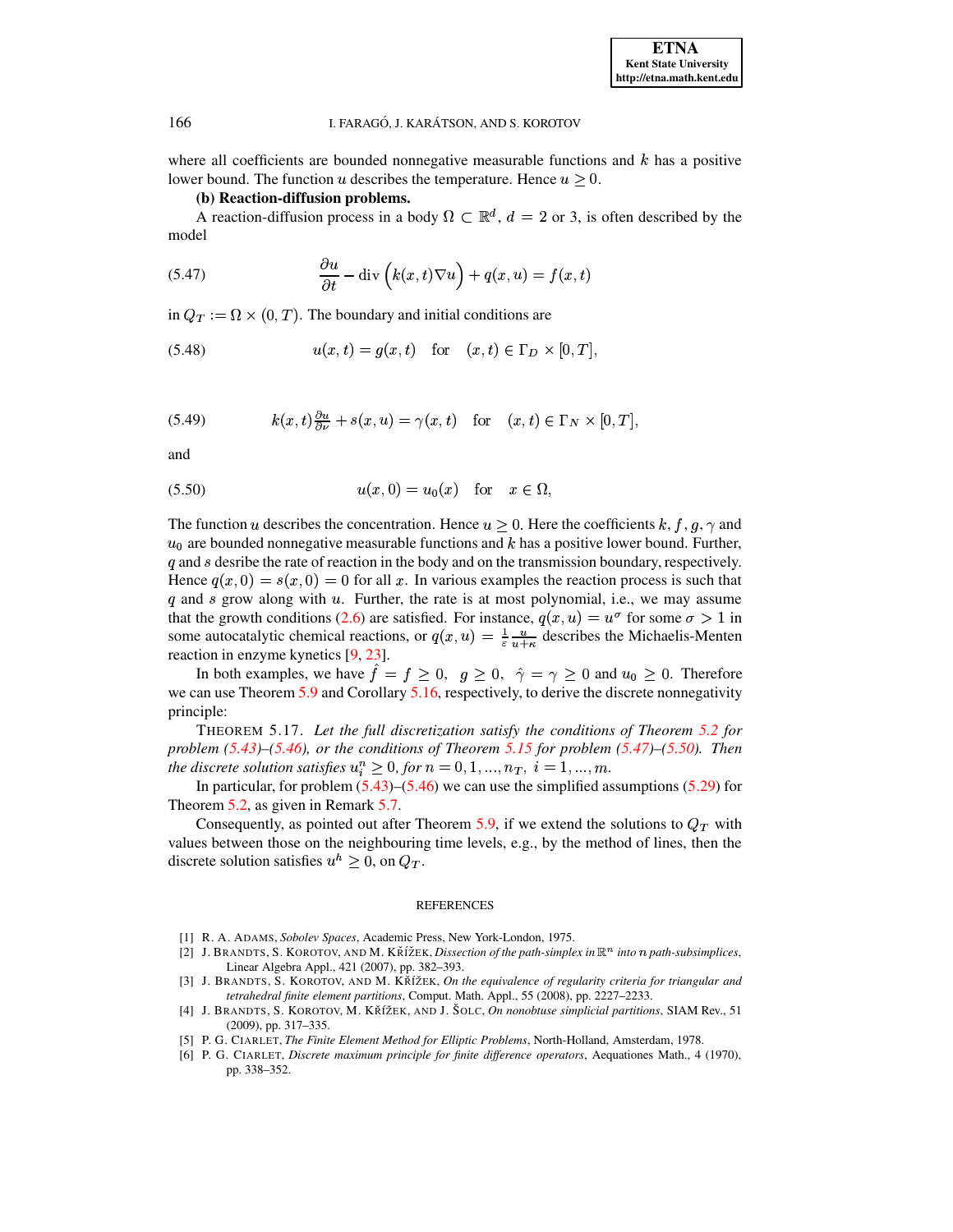where all coefficients are bounded nonnegative measurable functions and $k$ has a positive lower bound. The function $u$ describes the temperature. Hence $u \geq 0$.

**(b) Reaction-diffusion problems.**

A reaction-diffusion process in a body $\Omega \subset \mathbb{R}^d$, $d = 2$ or 3, is often described by the model

$$\frac{\partial u}{\partial t} - \operatorname{div}\Big(k(x,t)\nabla u\Big) + q(x,u) = f(x,t) \tag{5.47}$$

in $Q_T := \Omega \times (0,T)$. The boundary and initial conditions are

$$u(x,t) = g(x,t) \quad \text{for} \quad (x,t) \in \Gamma_D \times [0,T], \tag{5.48}$$

$$k(x,t)\tfrac{\partial u}{\partial \nu} + s(x,u) = \gamma(x,t) \quad \text{for} \quad (x,t) \in \Gamma_N \times [0,T], \tag{5.49}$$

and

$$u(x,0) = u_0(x) \quad \text{for} \quad x \in \Omega, \tag{5.50}$$

The function $u$ describes the concentration. Hence $u \geq 0$. Here the coefficients $k, f, g, \gamma$ and $u_0$ are bounded nonnegative measurable functions and $k$ has a positive lower bound. Further, $q$ and $s$ desribe the rate of reaction in the body and on the transmission boundary, respectively. Hence $q(x,0) = s(x,0) = 0$ for all $x$. In various examples the reaction process is such that $q$ and $s$ grow along with $u$. Further, the rate is at most polynomial, i.e., we may assume that the growth conditions (2.6) are satisfied. For instance, $q(x,u) = u^\sigma$ for some $\sigma > 1$ in some autocatalytic chemical reactions, or $q(x,u) = \frac{1}{\varepsilon}\frac{u}{u+\kappa}$ describes the Michaelis-Menten reaction in enzyme kynetics [9, 23].

In both examples, we have $\hat{f} = f \geq 0$, $g \geq 0$, $\hat{\gamma} = \gamma \geq 0$ and $u_0 \geq 0$. Therefore we can use Theorem 5.9 and Corollary 5.16, respectively, to derive the discrete nonnegativity principle:

THEOREM 5.17. *Let the full discretization satisfy the conditions of Theorem 5.2 for problem (5.43)–(5.46), or the conditions of Theorem 5.15 for problem (5.47)–(5.50). Then the discrete solution satisfies $u_i^n \geq 0$, for $n = 0, 1, \ldots, n_T$, $i = 1, \ldots, m$.*

In particular, for problem (5.43)–(5.46) we can use the simplified assumptions (5.29) for Theorem 5.2, as given in Remark 5.7.

Consequently, as pointed out after Theorem 5.9, if we extend the solutions to $Q_T$ with values between those on the neighbouring time levels, e.g., by the method of lines, then the discrete solution satisfies $u^h \geq 0$, on $Q_T$.

## REFERENCES

[1] R. A. ADAMS, *Sobolev Spaces*, Academic Press, New York-London, 1975.

[2] J. BRANDTS, S. KOROTOV, AND M. KŘÍŽEK, *Dissection of the path-simplex in $\mathbb{R}^n$ into $n$ path-subsimplices*, Linear Algebra Appl., 421 (2007), pp. 382–393.

[3] J. BRANDTS, S. KOROTOV, AND M. KŘÍŽEK, *On the equivalence of regularity criteria for triangular and tetrahedral finite element partitions*, Comput. Math. Appl., 55 (2008), pp. 2227–2233.

[4] J. BRANDTS, S. KOROTOV, M. KŘÍŽEK, AND J. ŠOLC, *On nonobtuse simplicial partitions*, SIAM Rev., 51 (2009), pp. 317–335.

[5] P. G. CIARLET, *The Finite Element Method for Elliptic Problems*, North-Holland, Amsterdam, 1978.

[6] P. G. CIARLET, *Discrete maximum principle for finite difference operators*, Aequationes Math., 4 (1970), pp. 338–352.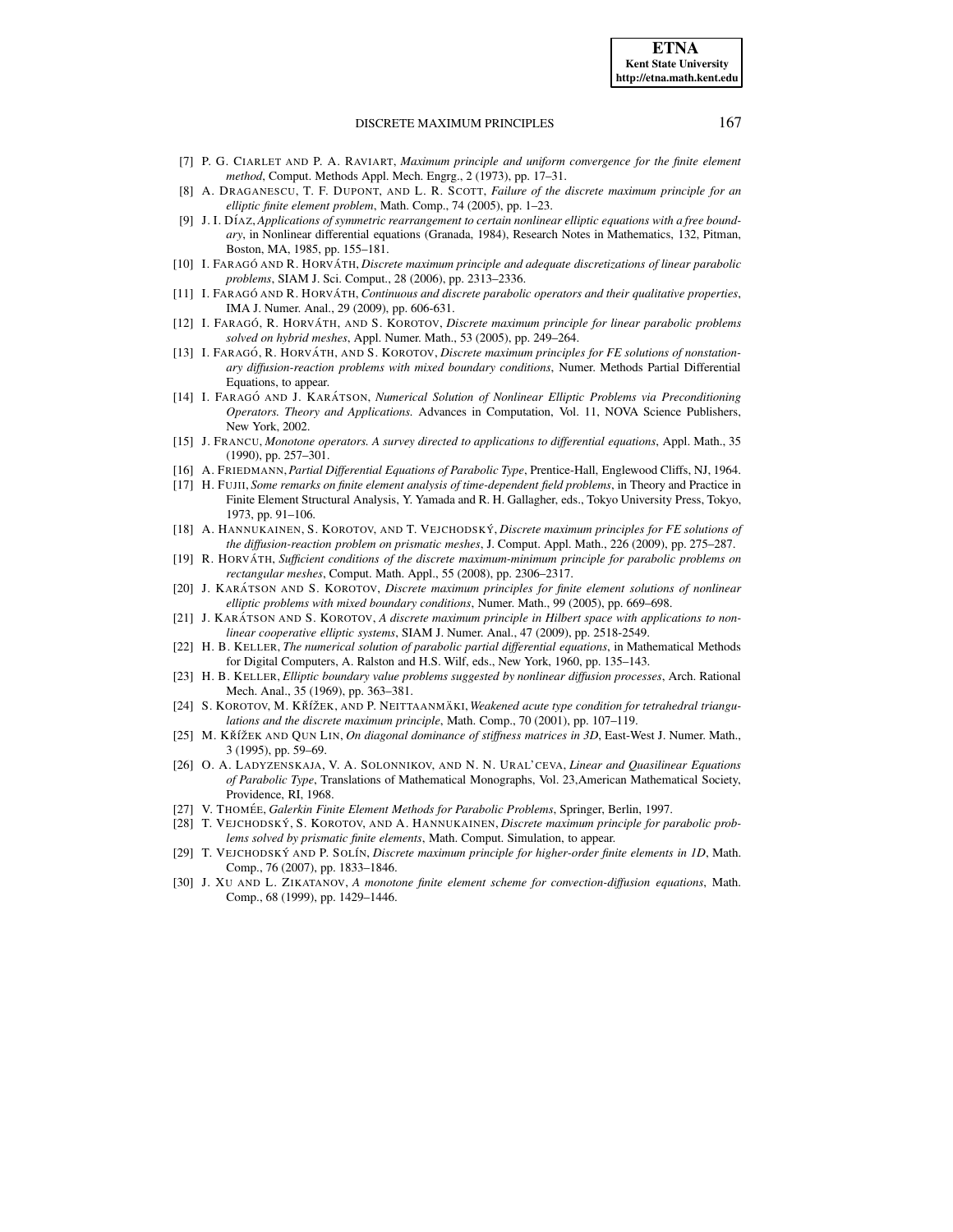[7] P. G. Ciarlet and P. A. Raviart, *Maximum principle and uniform convergence for the finite element method*, Comput. Methods Appl. Mech. Engrg., 2 (1973), pp. 17–31.

[8] A. Draganescu, T. F. Dupont, and L. R. Scott, *Failure of the discrete maximum principle for an elliptic finite element problem*, Math. Comp., 74 (2005), pp. 1–23.

[9] J. I. Díaz, *Applications of symmetric rearrangement to certain nonlinear elliptic equations with a free boundary*, in Nonlinear differential equations (Granada, 1984), Research Notes in Mathematics, 132, Pitman, Boston, MA, 1985, pp. 155–181.

[10] I. Faragó and R. Horváth, *Discrete maximum principle and adequate discretizations of linear parabolic problems*, SIAM J. Sci. Comput., 28 (2006), pp. 2313–2336.

[11] I. Faragó and R. Horváth, *Continuous and discrete parabolic operators and their qualitative properties*, IMA J. Numer. Anal., 29 (2009), pp. 606-631.

[12] I. Faragó, R. Horváth, and S. Korotov, *Discrete maximum principle for linear parabolic problems solved on hybrid meshes*, Appl. Numer. Math., 53 (2005), pp. 249–264.

[13] I. Faragó, R. Horváth, and S. Korotov, *Discrete maximum principles for FE solutions of nonstationary diffusion-reaction problems with mixed boundary conditions*, Numer. Methods Partial Differential Equations, to appear.

[14] I. Faragó and J. Karátson, *Numerical Solution of Nonlinear Elliptic Problems via Preconditioning Operators. Theory and Applications.* Advances in Computation, Vol. 11, NOVA Science Publishers, New York, 2002.

[15] J. Francu, *Monotone operators. A survey directed to applications to differential equations*, Appl. Math., 35 (1990), pp. 257–301.

[16] A. Friedmann, *Partial Differential Equations of Parabolic Type*, Prentice-Hall, Englewood Cliffs, NJ, 1964.

[17] H. Fujii, *Some remarks on finite element analysis of time-dependent field problems*, in Theory and Practice in Finite Element Structural Analysis, Y. Yamada and R. H. Gallagher, eds., Tokyo University Press, Tokyo, 1973, pp. 91–106.

[18] A. Hannukainen, S. Korotov, and T. Vejchodský, *Discrete maximum principles for FE solutions of the diffusion-reaction problem on prismatic meshes*, J. Comput. Appl. Math., 226 (2009), pp. 275–287.

[19] R. Horváth, *Sufficient conditions of the discrete maximum-minimum principle for parabolic problems on rectangular meshes*, Comput. Math. Appl., 55 (2008), pp. 2306–2317.

[20] J. Karátson and S. Korotov, *Discrete maximum principles for finite element solutions of nonlinear elliptic problems with mixed boundary conditions*, Numer. Math., 99 (2005), pp. 669–698.

[21] J. Karátson and S. Korotov, *A discrete maximum principle in Hilbert space with applications to nonlinear cooperative elliptic systems*, SIAM J. Numer. Anal., 47 (2009), pp. 2518-2549.

[22] H. B. Keller, *The numerical solution of parabolic partial differential equations*, in Mathematical Methods for Digital Computers, A. Ralston and H.S. Wilf, eds., New York, 1960, pp. 135–143.

[23] H. B. Keller, *Elliptic boundary value problems suggested by nonlinear diffusion processes*, Arch. Rational Mech. Anal., 35 (1969), pp. 363–381.

[24] S. Korotov, M. Křížek, and P. Neittaanmäki, *Weakened acute type condition for tetrahedral triangulations and the discrete maximum principle*, Math. Comp., 70 (2001), pp. 107–119.

[25] M. Křížek and Qun Lin, *On diagonal dominance of stiffness matrices in 3D*, East-West J. Numer. Math., 3 (1995), pp. 59–69.

[26] O. A. Ladyzenskaja, V. A. Solonnikov, and N. N. Ural'ceva, *Linear and Quasilinear Equations of Parabolic Type*, Translations of Mathematical Monographs, Vol. 23, American Mathematical Society, Providence, RI, 1968.

[27] V. Thomée, *Galerkin Finite Element Methods for Parabolic Problems*, Springer, Berlin, 1997.

[28] T. Vejchodský, S. Korotov, and A. Hannukainen, *Discrete maximum principle for parabolic problems solved by prismatic finite elements*, Math. Comput. Simulation, to appear.

[29] T. Vejchodský and P. Solín, *Discrete maximum principle for higher-order finite elements in 1D*, Math. Comp., 76 (2007), pp. 1833–1846.

[30] J. Xu and L. Zikatanov, *A monotone finite element scheme for convection-diffusion equations*, Math. Comp., 68 (1999), pp. 1429–1446.